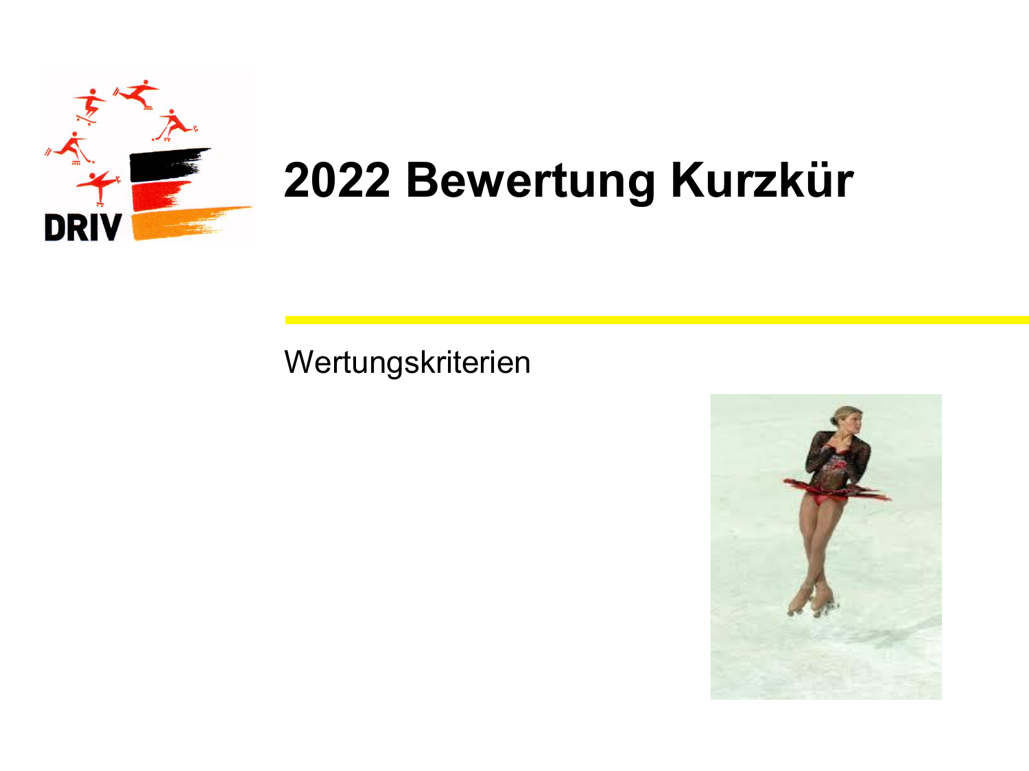# 2022 Bewertung Kurzkür

Wertungskriterien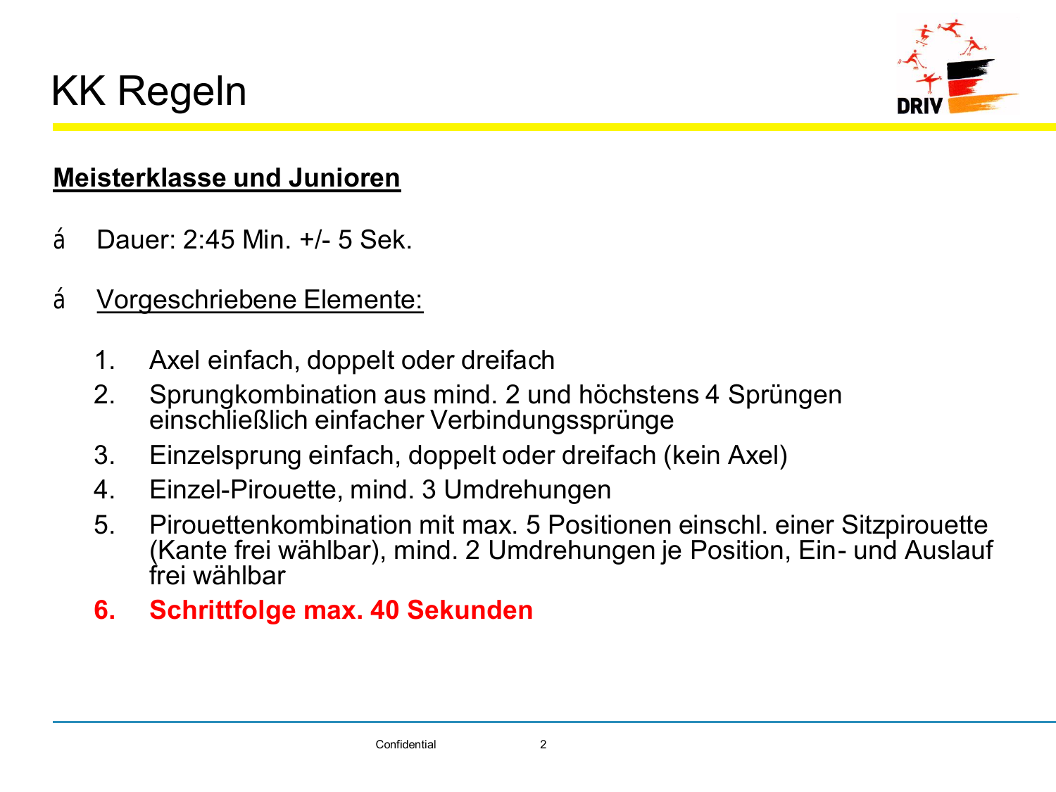# KK Regeln

**<u>Meisterklasse und Junioren</u>**

- Dauer: 2:45 Min. +/- 5 Sek.
- <u>Vorgeschriebene Elemente:</u>

1. Axel einfach, doppelt oder dreifach
2. Sprungkombination aus mind. 2 und höchstens 4 Sprüngen einschließlich einfacher Verbindungssprünge
3. Einzelsprung einfach, doppelt oder dreifach (kein Axel)
4. Einzel-Pirouette, mind. 3 Umdrehungen
5. Pirouettenkombination mit max. 5 Positionen einschl. einer Sitzpirouette (Kante frei wählbar), mind. 2 Umdrehungen je Position, Ein- und Auslauf frei wählbar
6. **Schrittfolge max. 40 Sekunden**

Confidential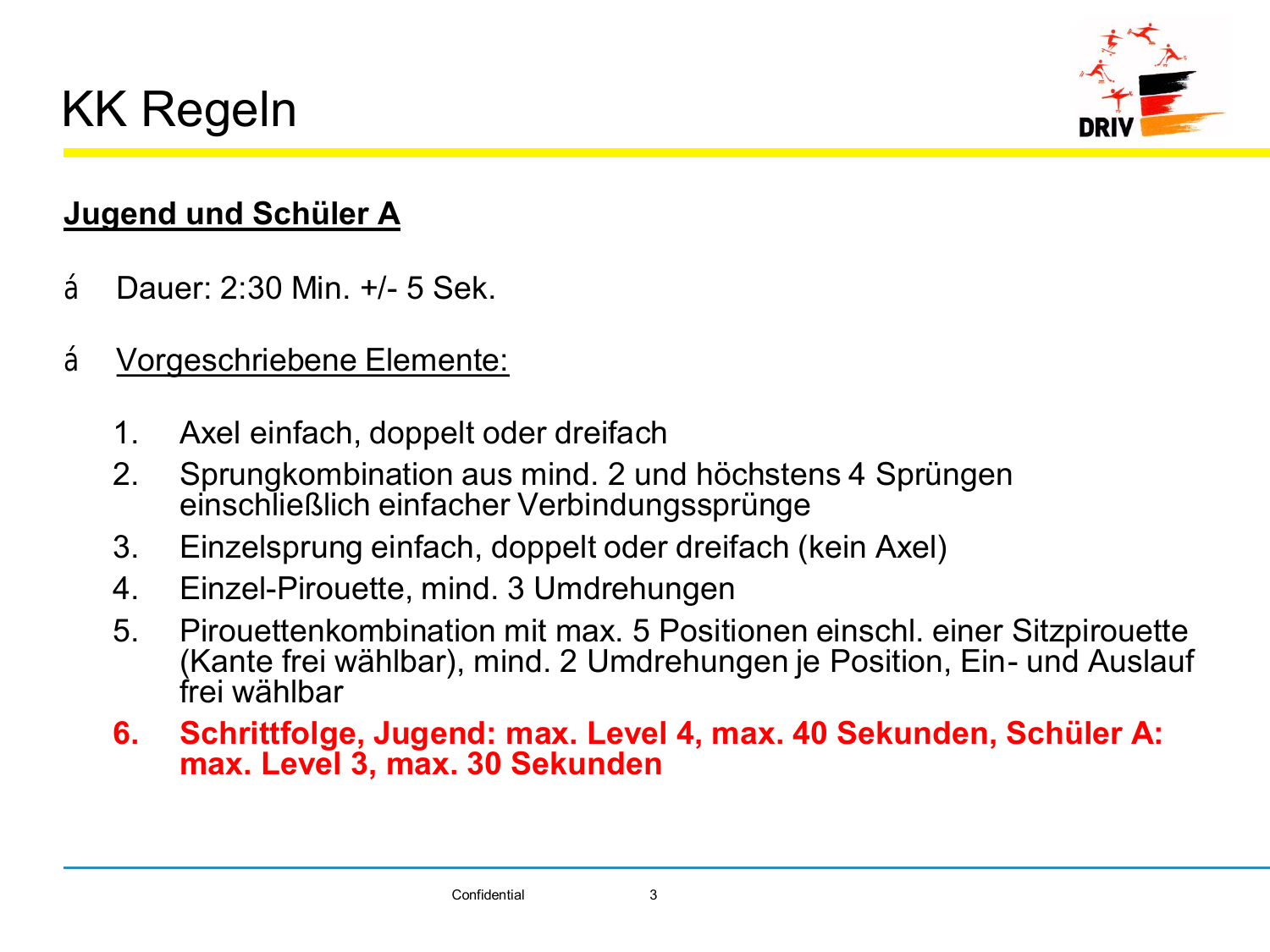# KK Regeln

**Jugend und Schüler A**

- Dauer: 2:30 Min. +/- 5 Sek.
- Vorgeschriebene Elemente:

1. Axel einfach, doppelt oder dreifach
2. Sprungkombination aus mind. 2 und höchstens 4 Sprüngen einschließlich einfacher Verbindungssprünge
3. Einzelsprung einfach, doppelt oder dreifach (kein Axel)
4. Einzel-Pirouette, mind. 3 Umdrehungen
5. Pirouettenkombination mit max. 5 Positionen einschl. einer Sitzpirouette (Kante frei wählbar), mind. 2 Umdrehungen je Position, Ein- und Auslauf frei wählbar
6. **Schrittfolge, Jugend: max. Level 4, max. 40 Sekunden, Schüler A: max. Level 3, max. 30 Sekunden**

Confidential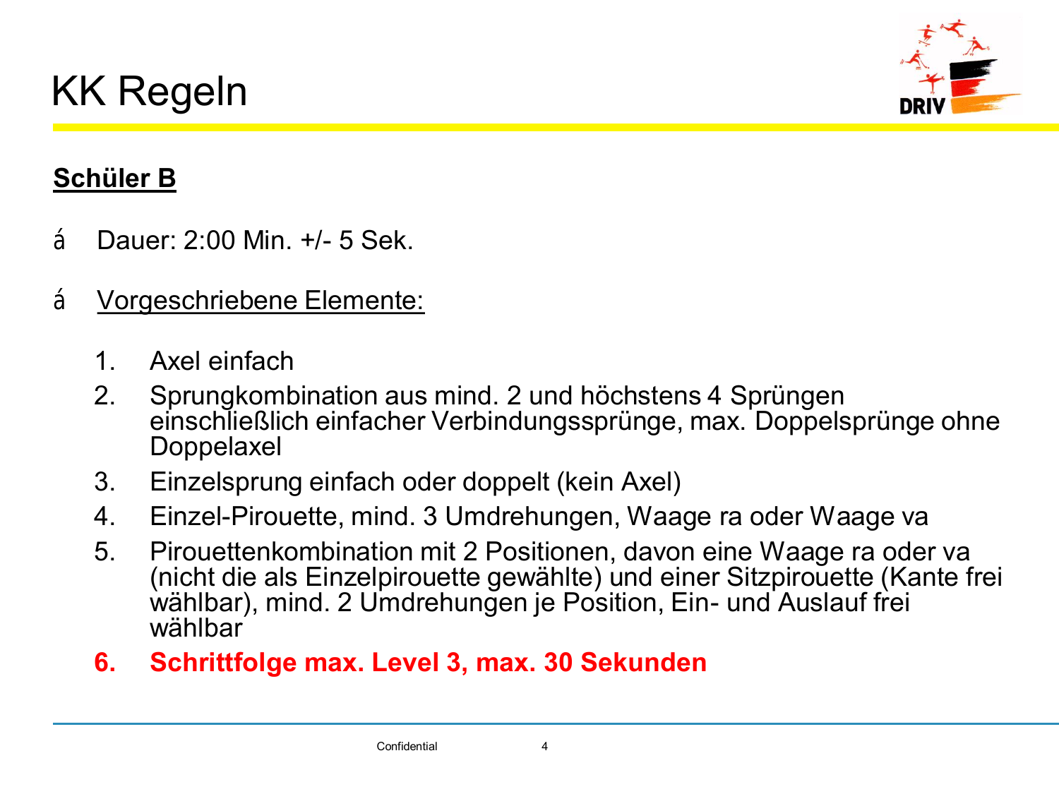# KK Regeln

**<u>Schüler B</u>**

- Dauer: 2:00 Min. +/- 5 Sek.
- <u>Vorgeschriebene Elemente:</u>

1. Axel einfach
2. Sprungkombination aus mind. 2 und höchstens 4 Sprüngen einschließlich einfacher Verbindungssprünge, max. Doppelsprünge ohne Doppelaxel
3. Einzelsprung einfach oder doppelt (kein Axel)
4. Einzel-Pirouette, mind. 3 Umdrehungen, Waage ra oder Waage va
5. Pirouettenkombination mit 2 Positionen, davon eine Waage ra oder va (nicht die als Einzelpirouette gewählte) und einer Sitzpirouette (Kante frei wählbar), mind. 2 Umdrehungen je Position, Ein- und Auslauf frei wählbar
6. **Schrittfolge max. Level 3, max. 30 Sekunden**

Confidential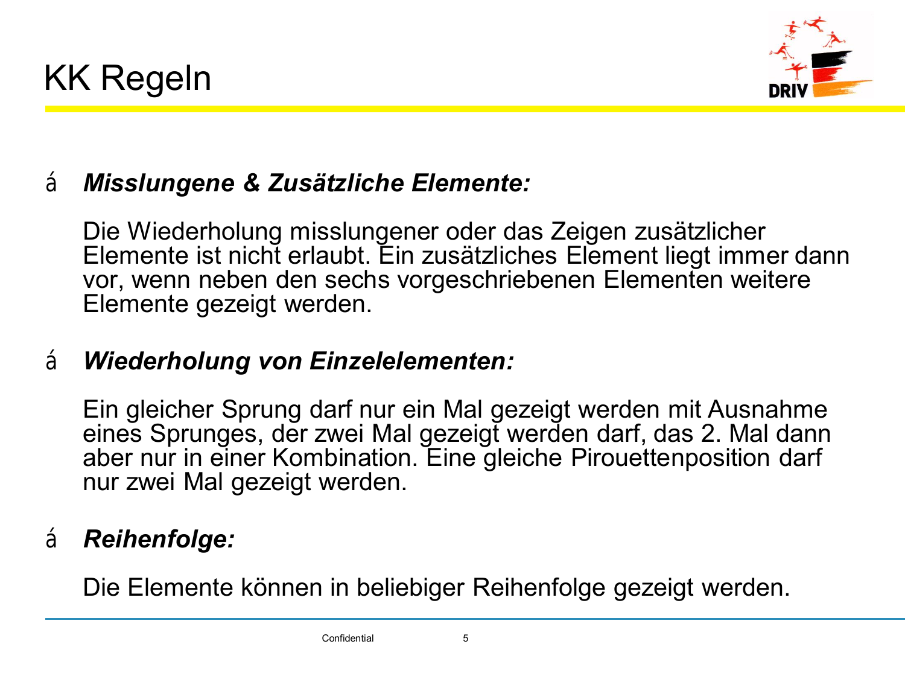# KK Regeln

- ***Misslungene & Zusätzliche Elemente:***

  Die Wiederholung misslungener oder das Zeigen zusätzlicher Elemente ist nicht erlaubt. Ein zusätzliches Element liegt immer dann vor, wenn neben den sechs vorgeschriebenen Elementen weitere Elemente gezeigt werden.

- ***Wiederholung von Einzelelementen:***

  Ein gleicher Sprung darf nur ein Mal gezeigt werden mit Ausnahme eines Sprunges, der zwei Mal gezeigt werden darf, das 2. Mal dann aber nur in einer Kombination. Eine gleiche Pirouettenposition darf nur zwei Mal gezeigt werden.

- ***Reihenfolge:***

  Die Elemente können in beliebiger Reihenfolge gezeigt werden.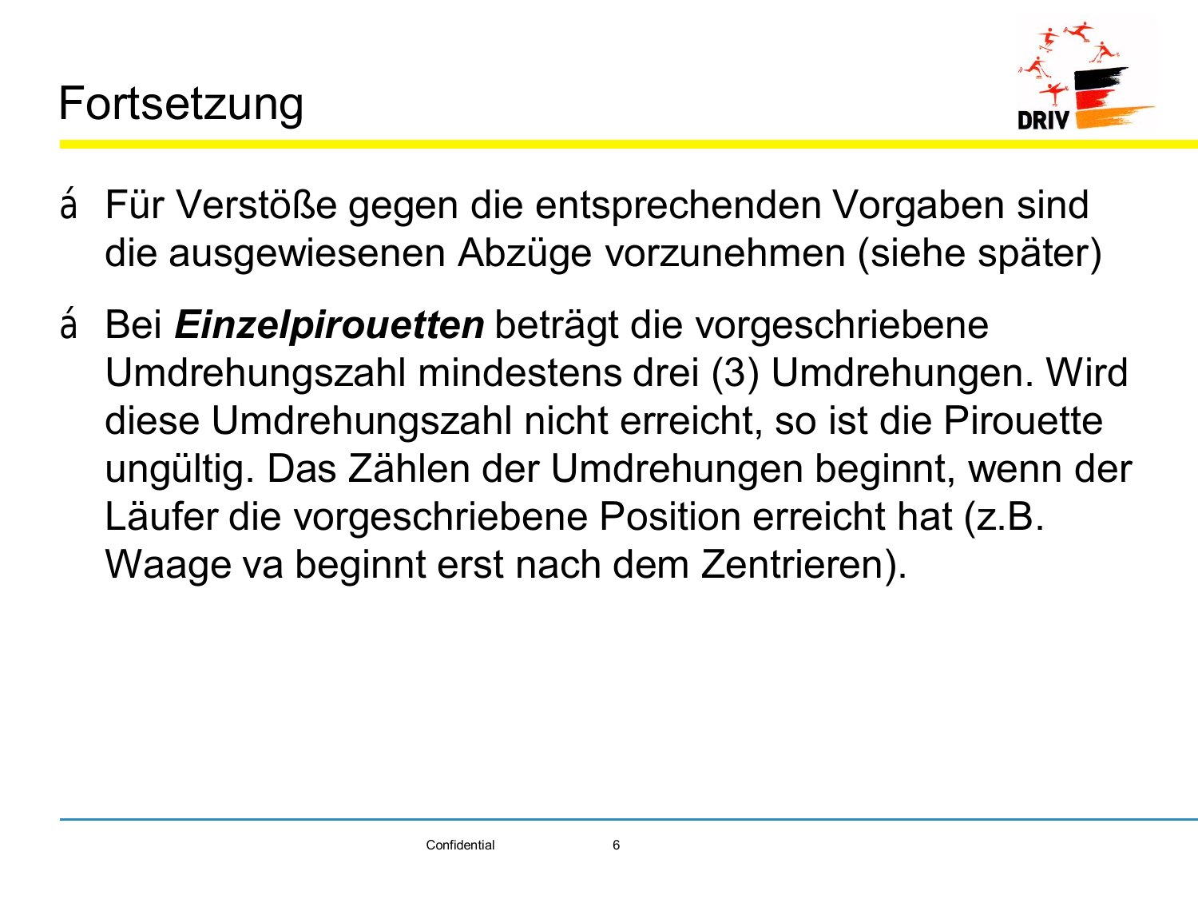# Fortsetzung

- Für Verstöße gegen die entsprechenden Vorgaben sind die ausgewiesenen Abzüge vorzunehmen (siehe später)
- Bei ***Einzelpirouetten*** beträgt die vorgeschriebene Umdrehungszahl mindestens drei (3) Umdrehungen. Wird diese Umdrehungszahl nicht erreicht, so ist die Pirouette ungültig. Das Zählen der Umdrehungen beginnt, wenn der Läufer die vorgeschriebene Position erreicht hat (z.B. Waage va beginnt erst nach dem Zentrieren).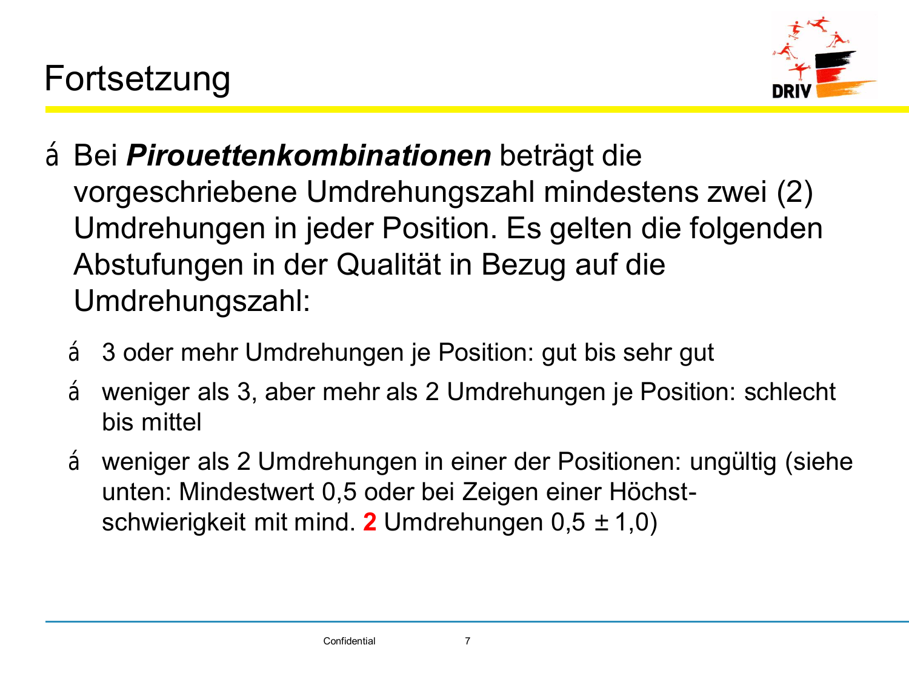# Fortsetzung

- Bei ***Pirouettenkombinationen*** beträgt die vorgeschriebene Umdrehungszahl mindestens zwei (2) Umdrehungen in jeder Position. Es gelten die folgenden Abstufungen in der Qualität in Bezug auf die Umdrehungszahl:
  - 3 oder mehr Umdrehungen je Position: gut bis sehr gut
  - weniger als 3, aber mehr als 2 Umdrehungen je Position: schlecht bis mittel
  - weniger als 2 Umdrehungen in einer der Positionen: ungültig (siehe unten: Mindestwert 0,5 oder bei Zeigen einer Höchst-schwierigkeit mit mind. **2** Umdrehungen 0,5 ± 1,0)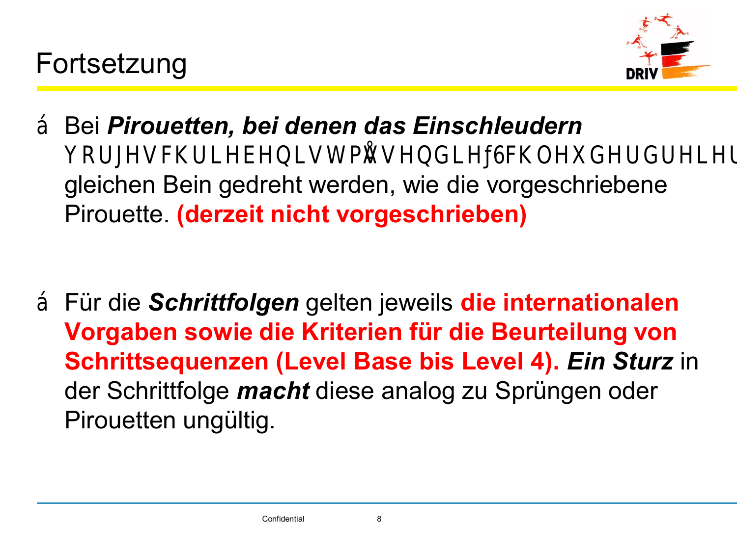# Fortsetzung

- Bei ***Pirouetten, bei denen das Einschleudern*** vorgeschrieben ist, müssen die „Schleuderdreier gleichen Bein gedreht werden, wie die vorgeschriebene Pirouette. **(derzeit nicht vorgeschrieben)**

- Für die ***Schrittfolgen*** gelten jeweils **die internationalen Vorgaben sowie die Kriterien für die Beurteilung von Schrittsequenzen (Level Base bis Level 4).** ***Ein Sturz*** in der Schrittfolge ***macht*** diese analog zu Sprüngen oder Pirouetten ungültig.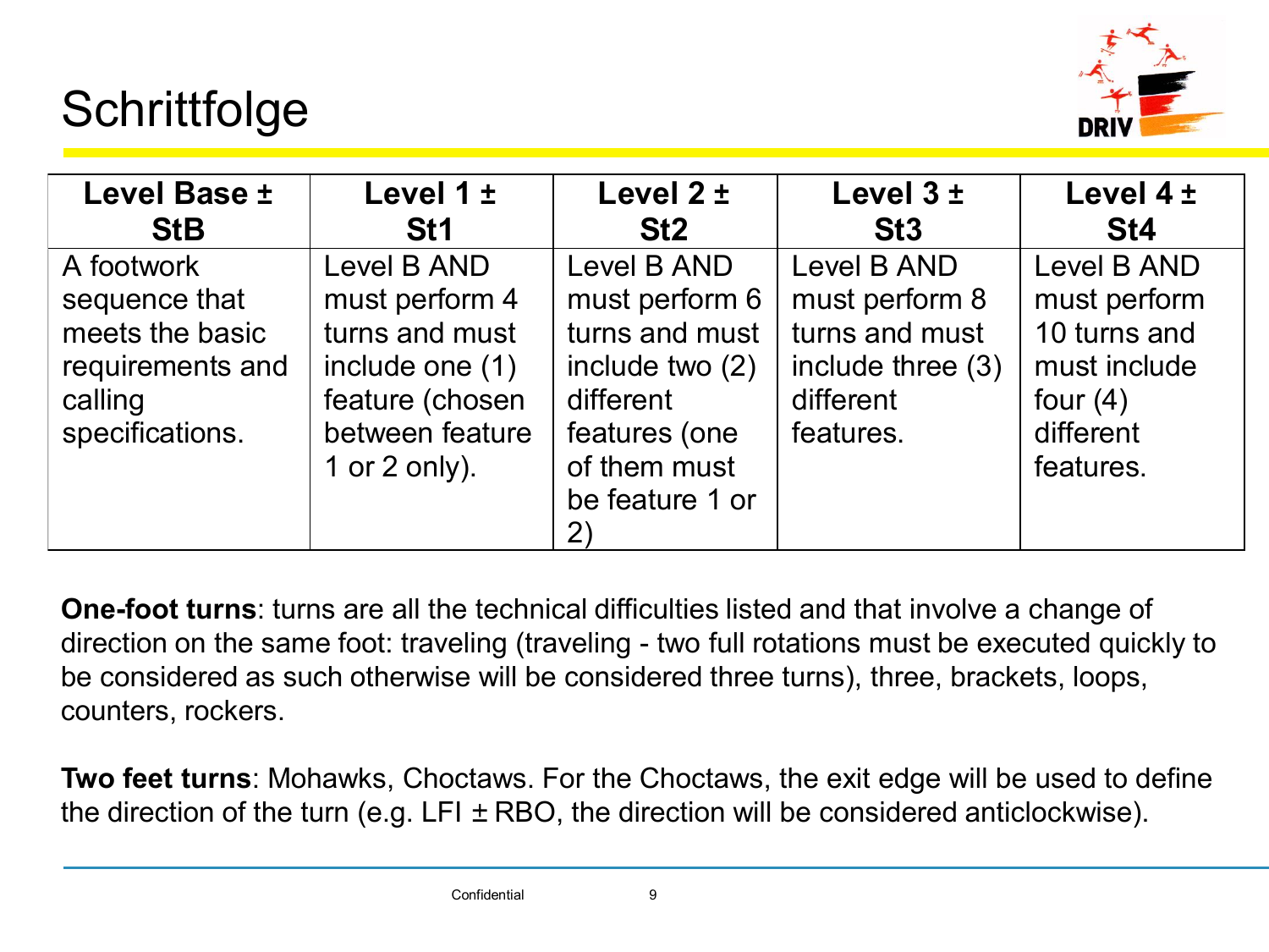# Schrittfolge

| Level Base ± StB | Level 1 ± St1 | Level 2 ± St2 | Level 3 ± St3 | Level 4 ± St4 |
|---|---|---|---|---|
| A footwork sequence that meets the basic requirements and calling specifications. | Level B AND must perform 4 turns and must include one (1) feature (chosen between feature 1 or 2 only). | Level B AND must perform 6 turns and must include two (2) different features (one of them must be feature 1 or 2) | Level B AND must perform 8 turns and must include three (3) different features. | Level B AND must perform 10 turns and must include four (4) different features. |

**One-foot turns**: turns are all the technical difficulties listed and that involve a change of direction on the same foot: traveling (traveling - two full rotations must be executed quickly to be considered as such otherwise will be considered three turns), three, brackets, loops, counters, rockers.

**Two feet turns**: Mohawks, Choctaws. For the Choctaws, the exit edge will be used to define the direction of the turn (e.g. LFI ± RBO, the direction will be considered anticlockwise).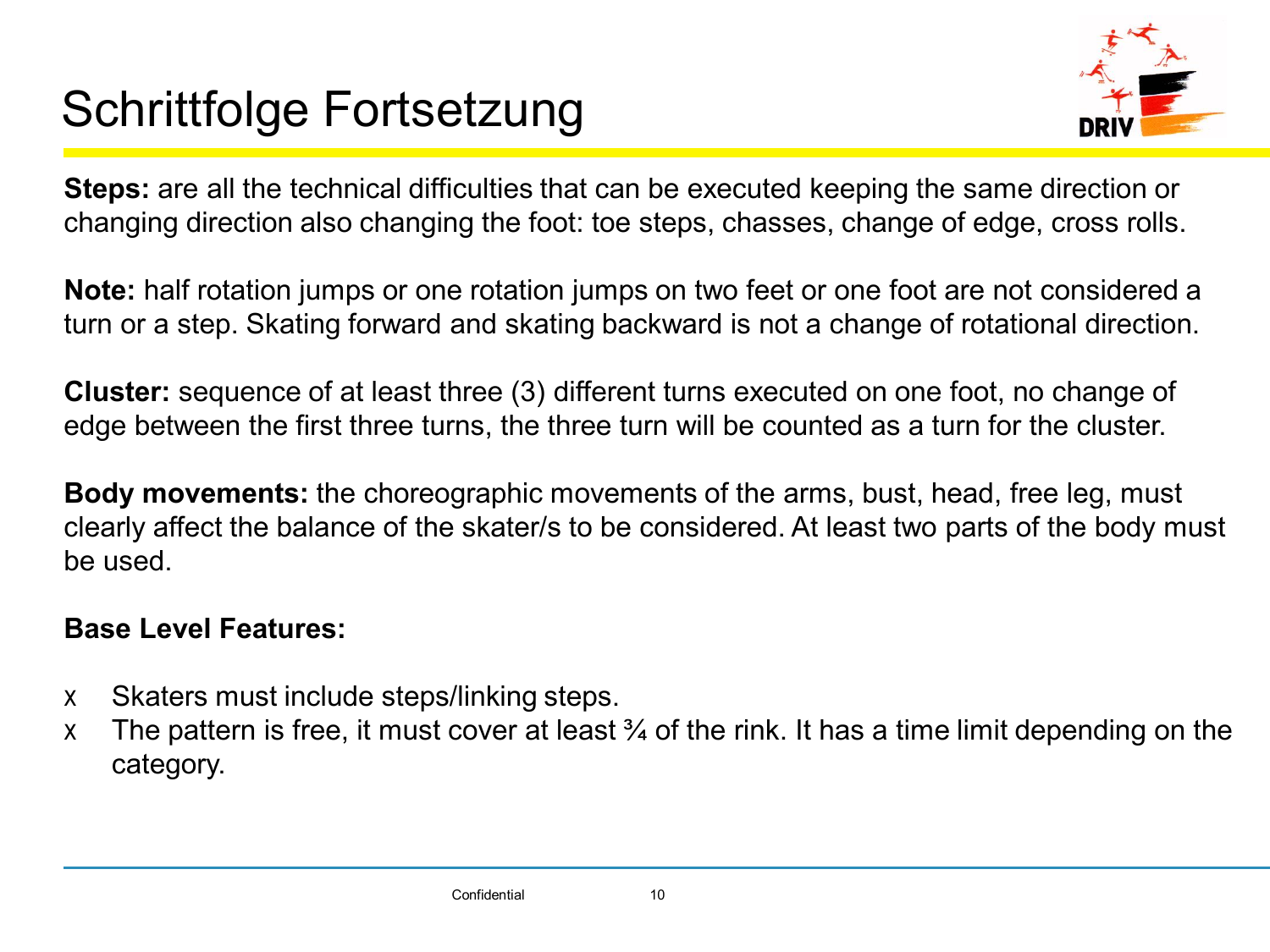# Schrittfolge Fortsetzung

**Steps:** are all the technical difficulties that can be executed keeping the same direction or changing direction also changing the foot: toe steps, chasses, change of edge, cross rolls.

**Note:** half rotation jumps or one rotation jumps on two feet or one foot are not considered a turn or a step. Skating forward and skating backward is not a change of rotational direction.

**Cluster:** sequence of at least three (3) different turns executed on one foot, no change of edge between the first three turns, the three turn will be counted as a turn for the cluster.

**Body movements:** the choreographic movements of the arms, bust, head, free leg, must clearly affect the balance of the skater/s to be considered. At least two parts of the body must be used.

**Base Level Features:**

- Skaters must include steps/linking steps.
- The pattern is free, it must cover at least ¾ of the rink. It has a time limit depending on the category.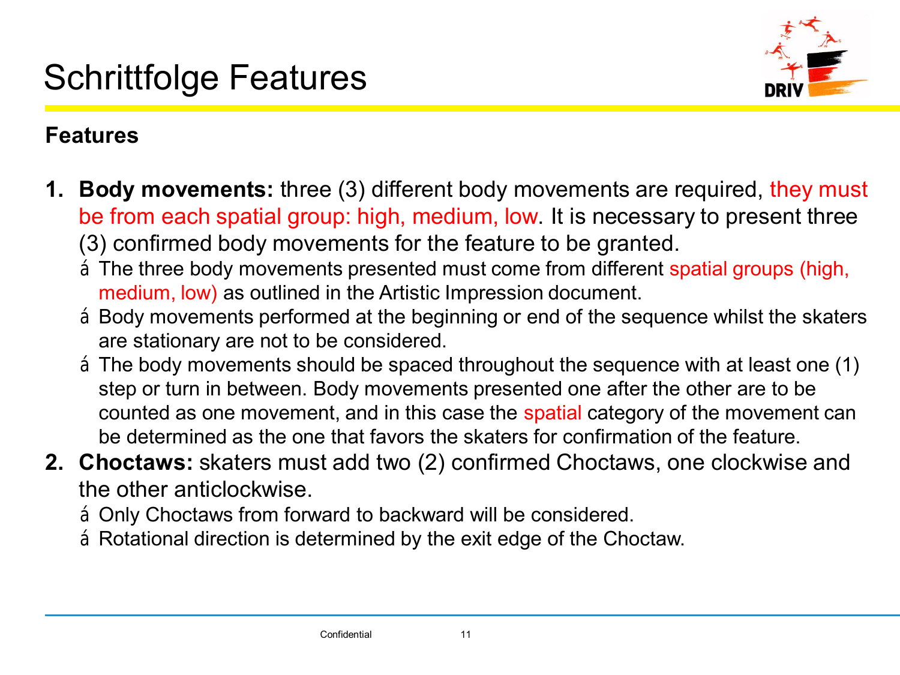# Schrittfolge Features

**Features**

1. **Body movements:** three (3) different body movements are required, they must be from each spatial group: high, medium, low. It is necessary to present three (3) confirmed body movements for the feature to be granted.
   - The three body movements presented must come from different spatial groups (high, medium, low) as outlined in the Artistic Impression document.
   - Body movements performed at the beginning or end of the sequence whilst the skaters are stationary are not to be considered.
   - The body movements should be spaced throughout the sequence with at least one (1) step or turn in between. Body movements presented one after the other are to be counted as one movement, and in this case the spatial category of the movement can be determined as the one that favors the skaters for confirmation of the feature.
2. **Choctaws:** skaters must add two (2) confirmed Choctaws, one clockwise and the other anticlockwise.
   - Only Choctaws from forward to backward will be considered.
   - Rotational direction is determined by the exit edge of the Choctaw.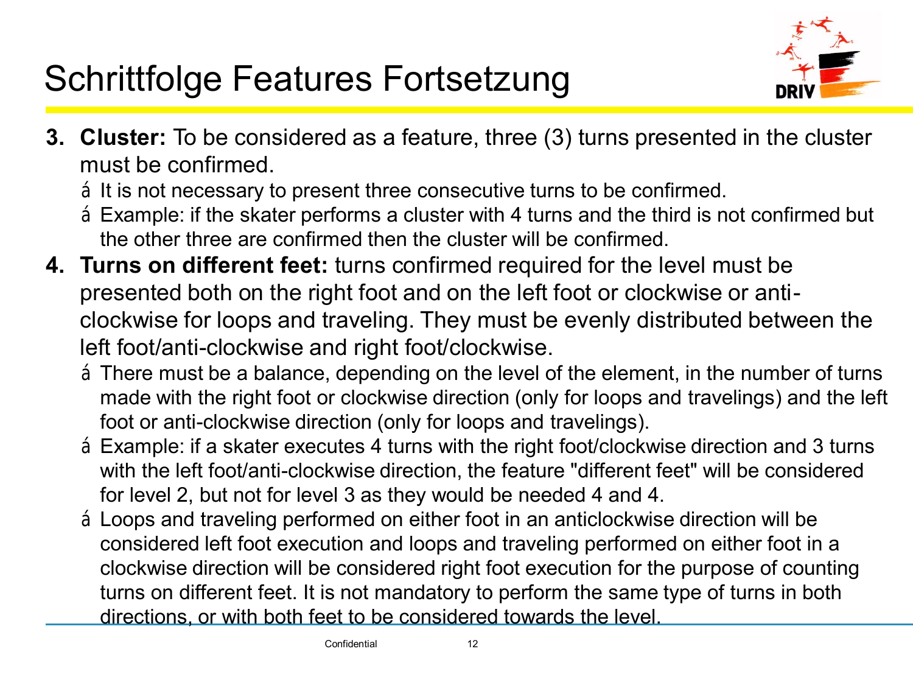# Schrittfolge Features Fortsetzung

3. **Cluster:** To be considered as a feature, three (3) turns presented in the cluster must be confirmed.
   - It is not necessary to present three consecutive turns to be confirmed.
   - Example: if the skater performs a cluster with 4 turns and the third is not confirmed but the other three are confirmed then the cluster will be confirmed.
4. **Turns on different feet:** turns confirmed required for the level must be presented both on the right foot and on the left foot or clockwise or anti-clockwise for loops and traveling. They must be evenly distributed between the left foot/anti-clockwise and right foot/clockwise.
   - There must be a balance, depending on the level of the element, in the number of turns made with the right foot or clockwise direction (only for loops and travelings) and the left foot or anti-clockwise direction (only for loops and travelings).
   - Example: if a skater executes 4 turns with the right foot/clockwise direction and 3 turns with the left foot/anti-clockwise direction, the feature "different feet" will be considered for level 2, but not for level 3 as they would be needed 4 and 4.
   - Loops and traveling performed on either foot in an anticlockwise direction will be considered left foot execution and loops and traveling performed on either foot in a clockwise direction will be considered right foot execution for the purpose of counting turns on different feet. It is not mandatory to perform the same type of turns in both directions, or with both feet to be considered towards the level.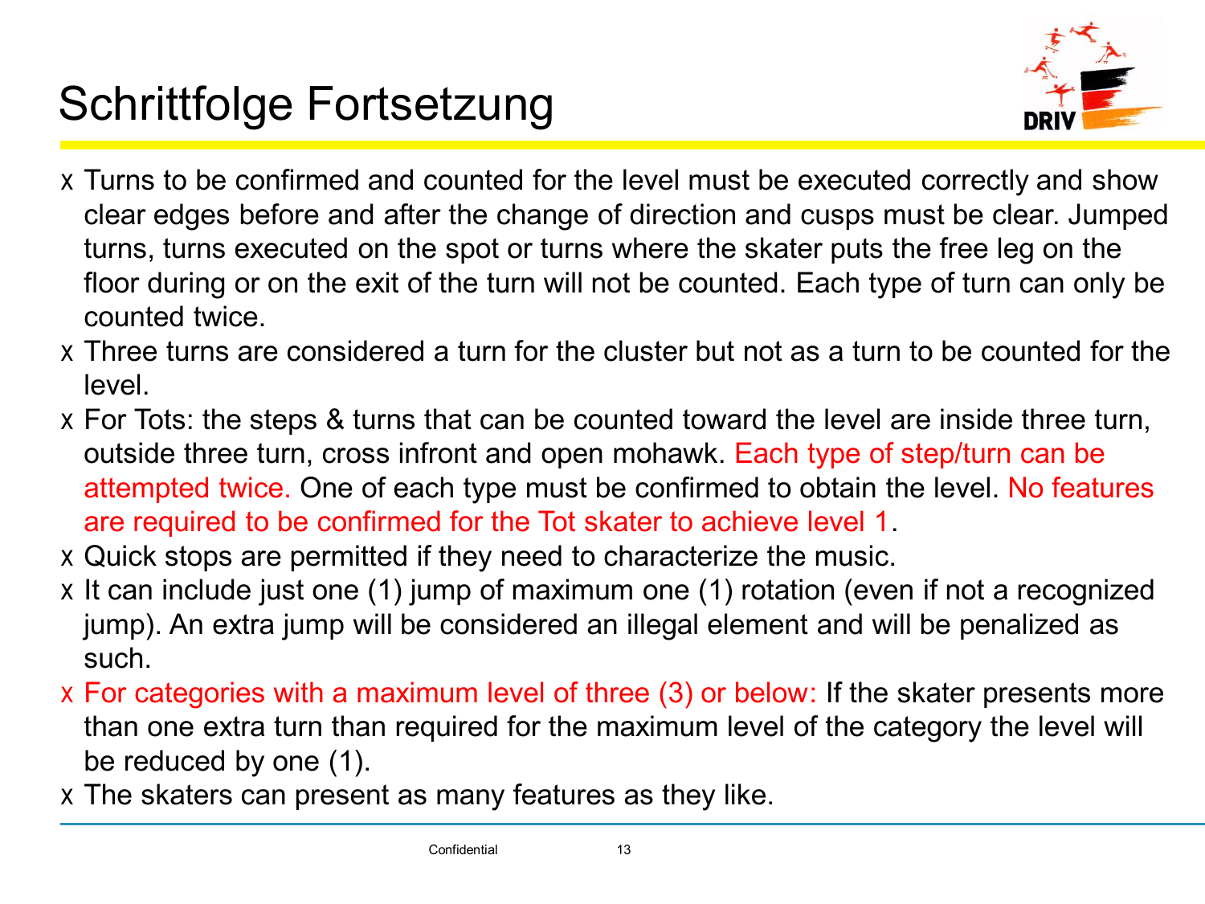# Schrittfolge Fortsetzung

- Turns to be confirmed and counted for the level must be executed correctly and show clear edges before and after the change of direction and cusps must be clear. Jumped turns, turns executed on the spot or turns where the skater puts the free leg on the floor during or on the exit of the turn will not be counted. Each type of turn can only be counted twice.
- Three turns are considered a turn for the cluster but not as a turn to be counted for the level.
- For Tots: the steps & turns that can be counted toward the level are inside three turn, outside three turn, cross infront and open mohawk. Each type of step/turn can be attempted twice. One of each type must be confirmed to obtain the level. No features are required to be confirmed for the Tot skater to achieve level 1.
- Quick stops are permitted if they need to characterize the music.
- It can include just one (1) jump of maximum one (1) rotation (even if not a recognized jump). An extra jump will be considered an illegal element and will be penalized as such.
- For categories with a maximum level of three (3) or below: If the skater presents more than one extra turn than required for the maximum level of the category the level will be reduced by one (1).
- The skaters can present as many features as they like.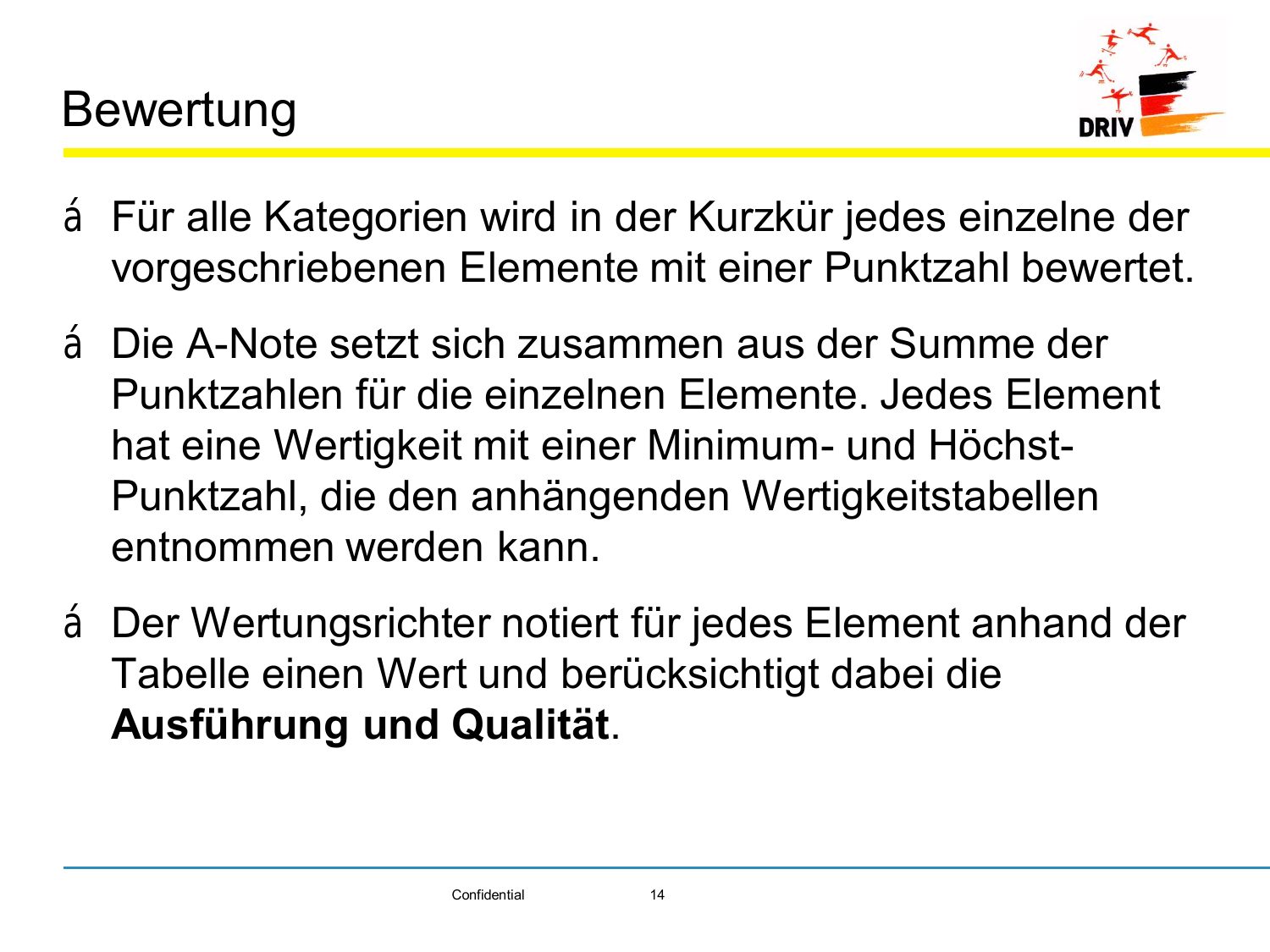# Bewertung

- Für alle Kategorien wird in der Kurzkür jedes einzelne der vorgeschriebenen Elemente mit einer Punktzahl bewertet.
- Die A-Note setzt sich zusammen aus der Summe der Punktzahlen für die einzelnen Elemente. Jedes Element hat eine Wertigkeit mit einer Minimum- und Höchst-Punktzahl, die den anhängenden Wertigkeitstabellen entnommen werden kann.
- Der Wertungsrichter notiert für jedes Element anhand der Tabelle einen Wert und berücksichtigt dabei die **Ausführung und Qualität**.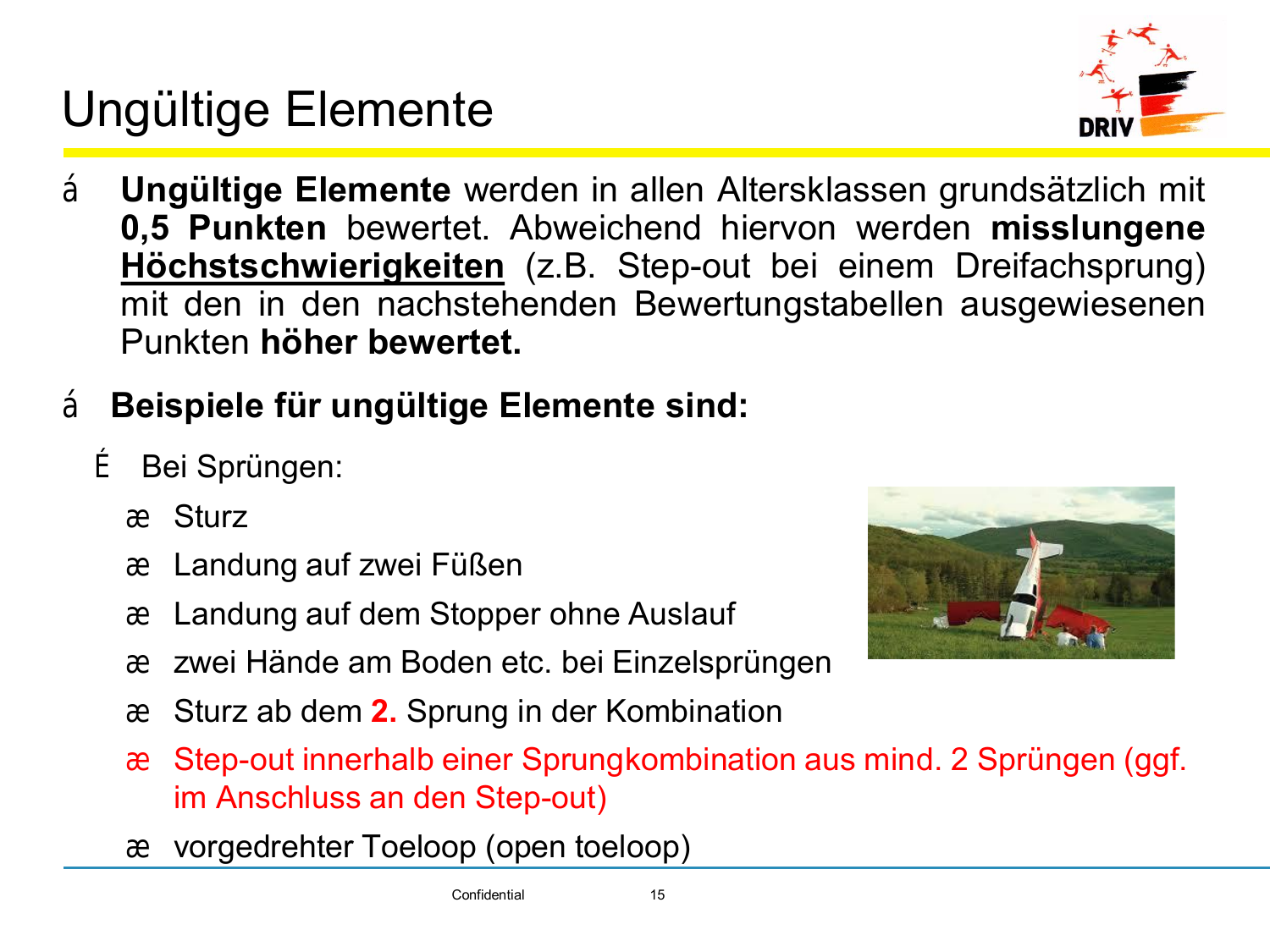# Ungültige Elemente

- **Ungültige Elemente** werden in allen Altersklassen grundsätzlich mit **0,5 Punkten** bewertet. Abweichend hiervon werden **misslungene <u>Höchstschwierigkeiten</u>** (z.B. Step-out bei einem Dreifachsprung) mit den in den nachstehenden Bewertungstabellen ausgewiesenen Punkten **höher bewertet.**

- **Beispiele für ungültige Elemente sind:**
  - Bei Sprüngen:
    - Sturz
    - Landung auf zwei Füßen
    - Landung auf dem Stopper ohne Auslauf
    - zwei Hände am Boden etc. bei Einzelsprüngen
    - Sturz ab dem **2.** Sprung in der Kombination
    - Step-out innerhalb einer Sprungkombination aus mind. 2 Sprüngen (ggf. im Anschluss an den Step-out)
    - vorgedrehter Toeloop (open toeloop)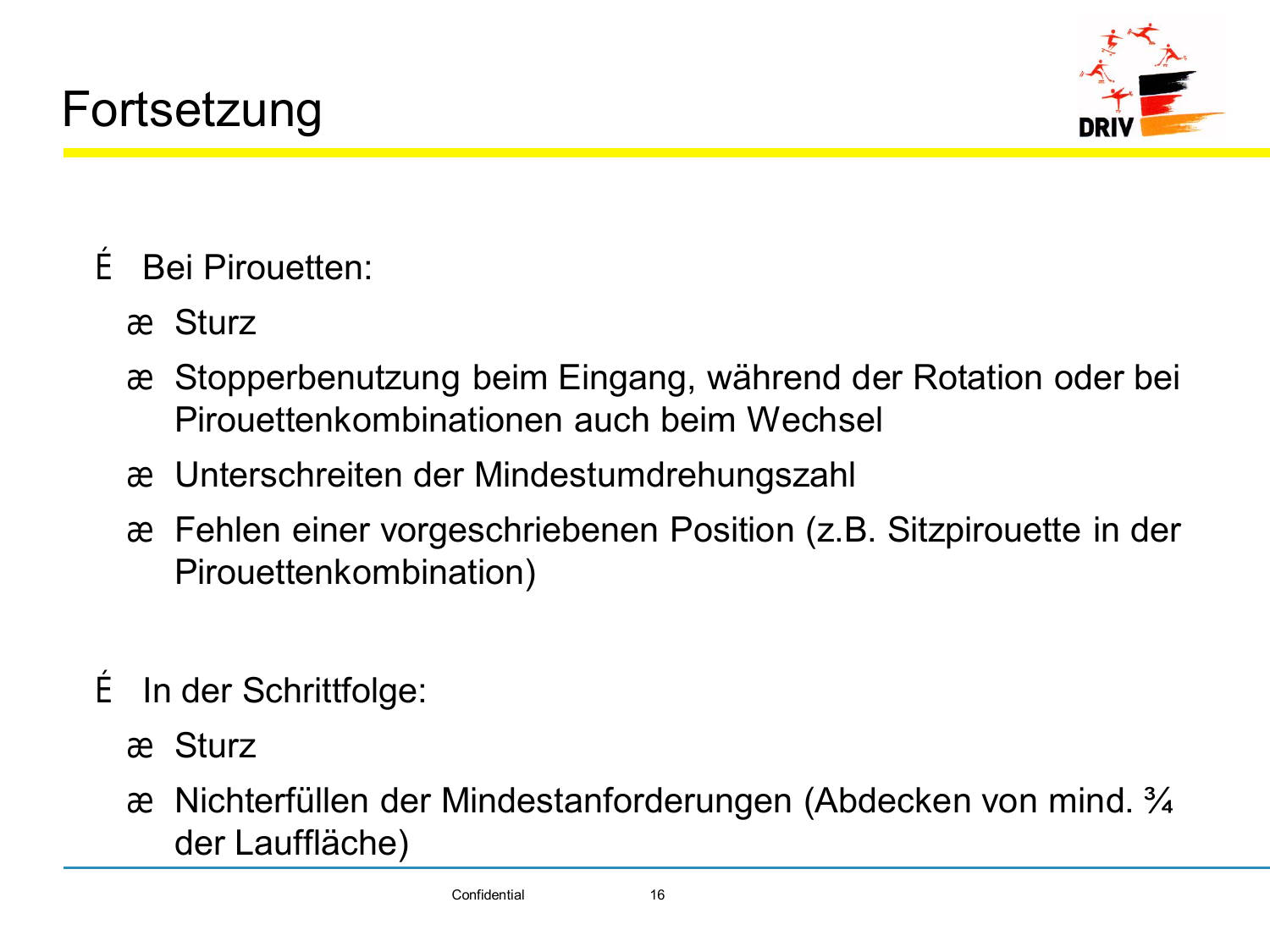# Fortsetzung

- Bei Pirouetten:
  - Sturz
  - Stopperbenutzung beim Eingang, während der Rotation oder bei Pirouettenkombinationen auch beim Wechsel
  - Unterschreiten der Mindestumdrehungszahl
  - Fehlen einer vorgeschriebenen Position (z.B. Sitzpirouette in der Pirouettenkombination)

- In der Schrittfolge:
  - Sturz
  - Nichterfüllen der Mindestanforderungen (Abdecken von mind. ¾ der Lauffläche)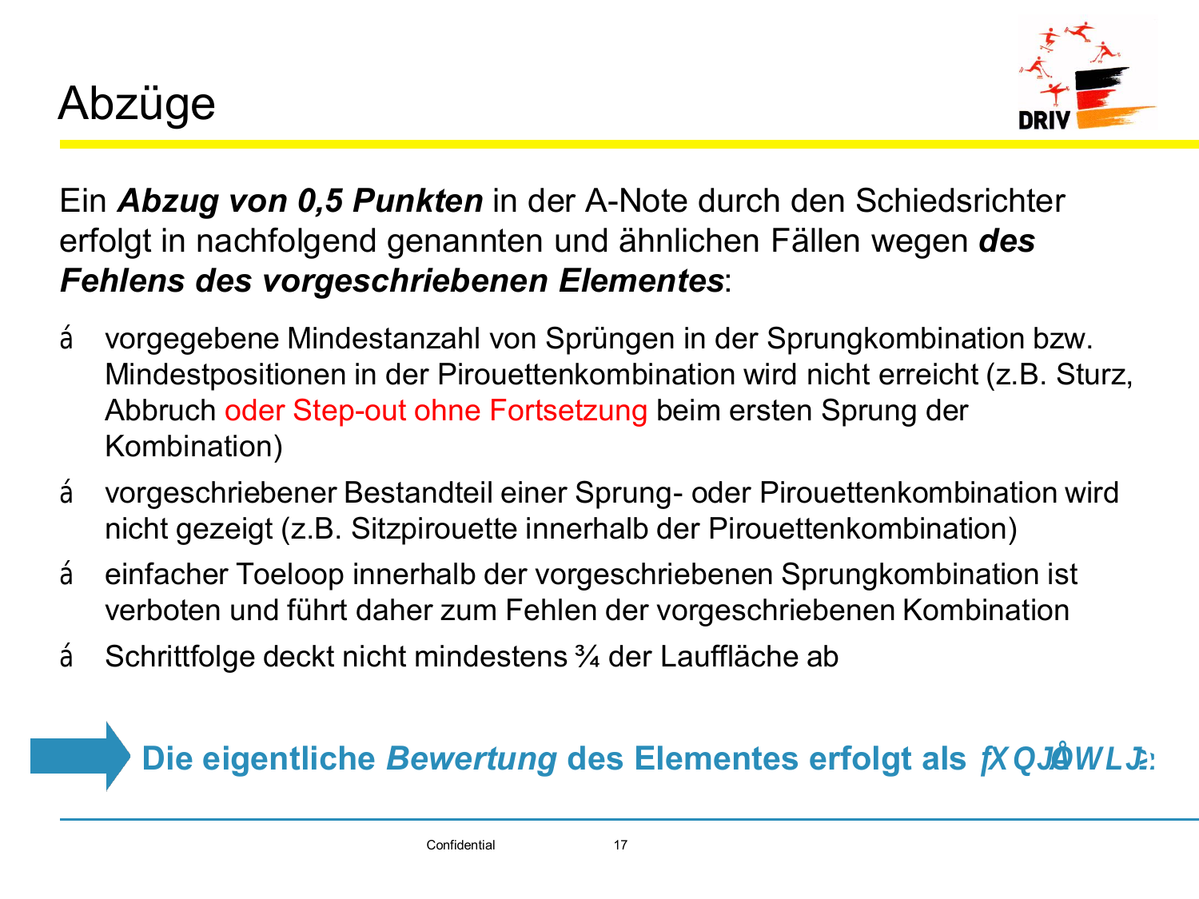# Abzüge

Ein ***Abzug von 0,5 Punkten*** in der A-Note durch den Schiedsrichter erfolgt in nachfolgend genannten und ähnlichen Fällen wegen ***des Fehlens des vorgeschriebenen Elementes***:

- vorgegebene Mindestanzahl von Sprüngen in der Sprungkombination bzw. Mindestpositionen in der Pirouettenkombination wird nicht erreicht (z.B. Sturz, Abbruch oder Step-out ohne Fortsetzung beim ersten Sprung der Kombination)
- vorgeschriebener Bestandteil einer Sprung- oder Pirouettenkombination wird nicht gezeigt (z.B. Sitzpirouette innerhalb der Pirouettenkombination)
- einfacher Toeloop innerhalb der vorgeschriebenen Sprungkombination ist verboten und führt daher zum Fehlen der vorgeschriebenen Kombination
- Schrittfolge deckt nicht mindestens ¾ der Lauffläche ab

**Die eigentliche *Bewertung* des Elementes erfolgt als *fXQJÅWLJ:***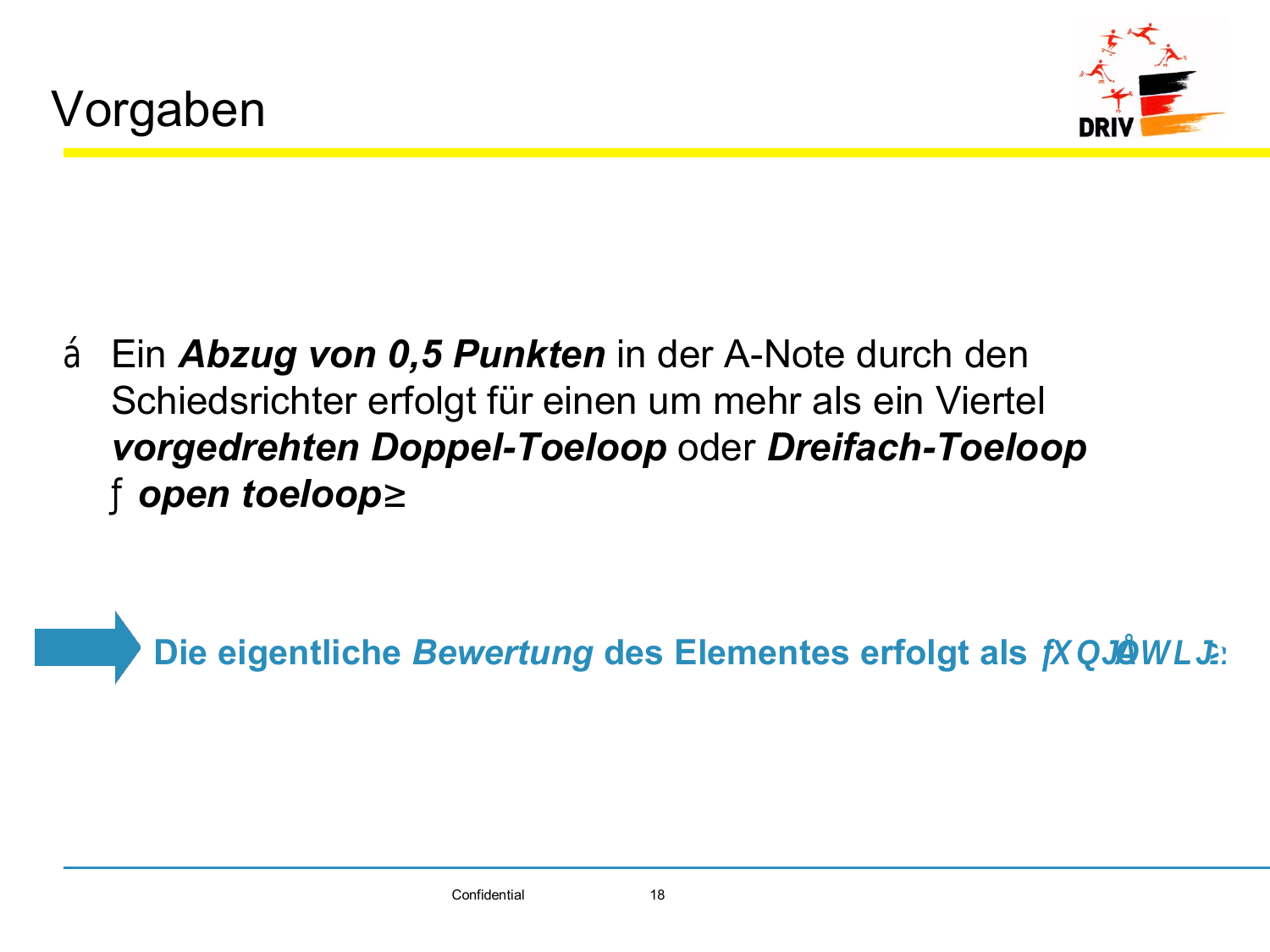# Vorgaben

- Ein ***Abzug von 0,5 Punkten*** in der A-Note durch den Schiedsrichter erfolgt für einen um mehr als ein Viertel ***vorgedrehten Doppel-Toeloop*** oder ***Dreifach-Toeloop*** (***open toeloop***)

➡ **Die eigentliche *Bewertung* des Elementes erfolgt als *„ungültig“*:**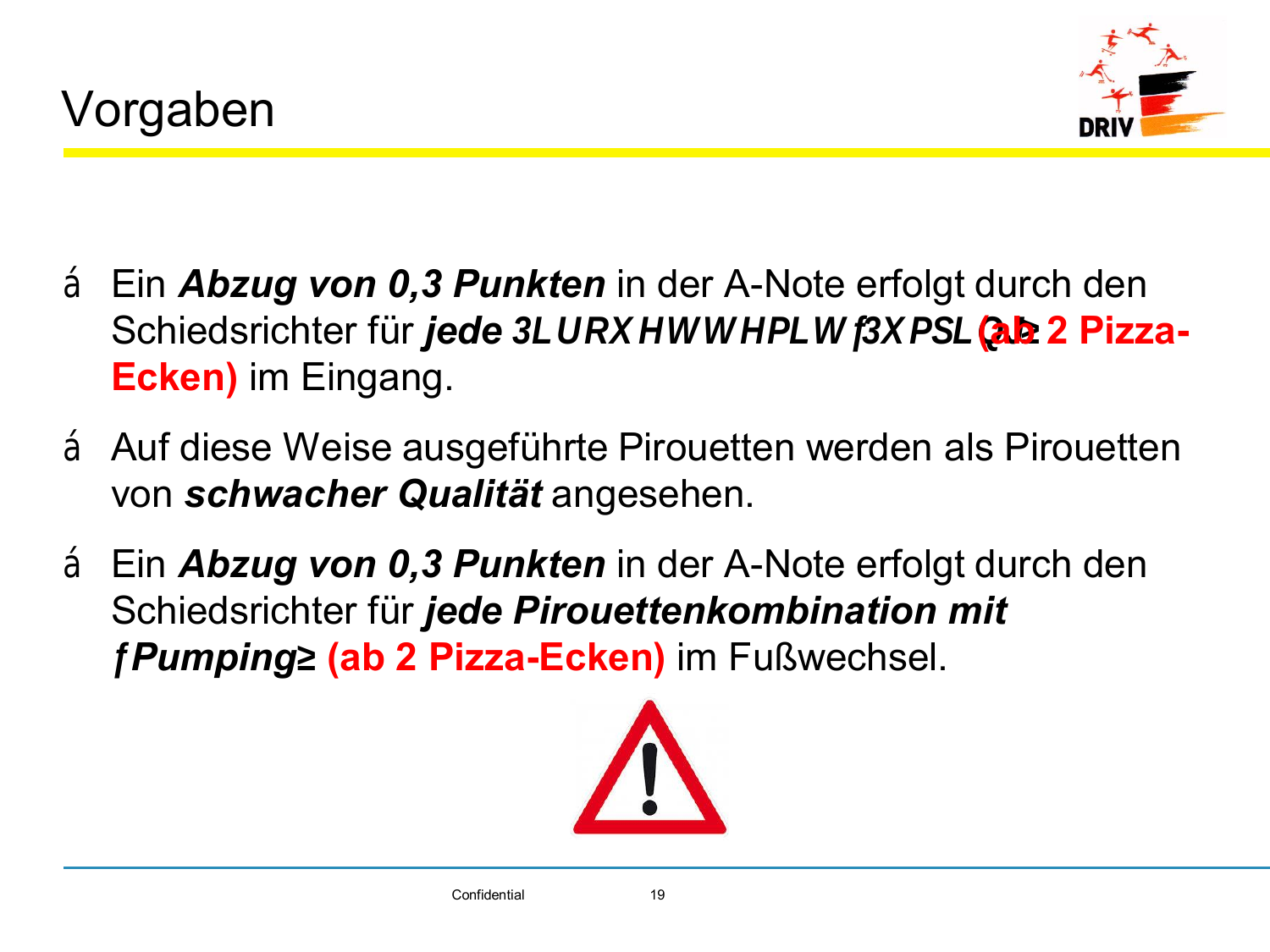# Vorgaben

- Ein ***Abzug von 0,3 Punkten*** in der A-Note erfolgt durch den Schiedsrichter für ***jede Pirouette mit „Pumping“*** **(ab 2 Pizza-Ecken)** im Eingang.
- Auf diese Weise ausgeführte Pirouetten werden als Pirouetten von ***schwacher Qualität*** angesehen.
- Ein ***Abzug von 0,3 Punkten*** in der A-Note erfolgt durch den Schiedsrichter für ***jede Pirouettenkombination mit „Pumping“*** **(ab 2 Pizza-Ecken)** im Fußwechsel.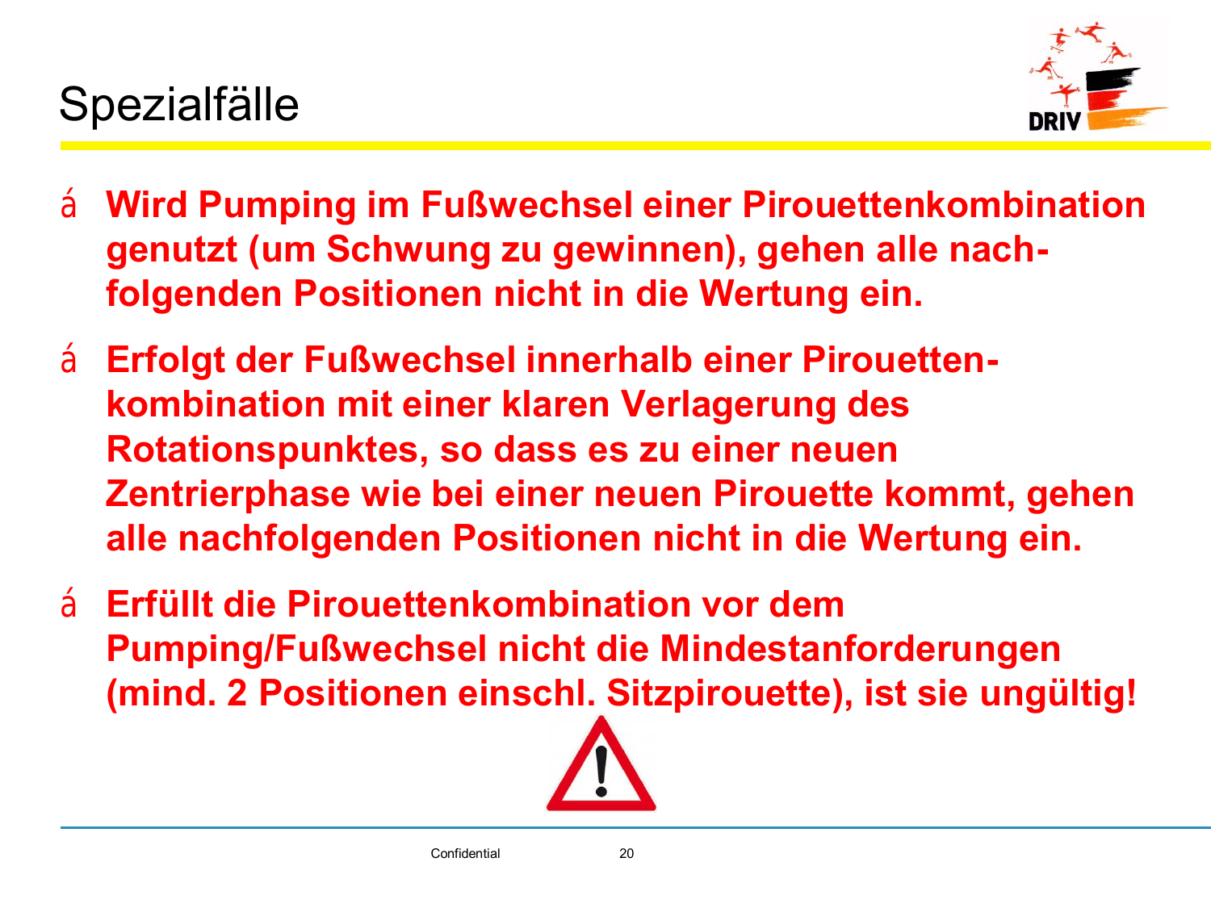# Spezialfälle

- **Wird Pumping im Fußwechsel einer Pirouettenkombination genutzt (um Schwung zu gewinnen), gehen alle nachfolgenden Positionen nicht in die Wertung ein.**
- **Erfolgt der Fußwechsel innerhalb einer Pirouettenkombination mit einer klaren Verlagerung des Rotationspunktes, so dass es zu einer neuen Zentrierphase wie bei einer neuen Pirouette kommt, gehen alle nachfolgenden Positionen nicht in die Wertung ein.**
- **Erfüllt die Pirouettenkombination vor dem Pumping/Fußwechsel nicht die Mindestanforderungen (mind. 2 Positionen einschl. Sitzpirouette), ist sie ungültig!**

Confidential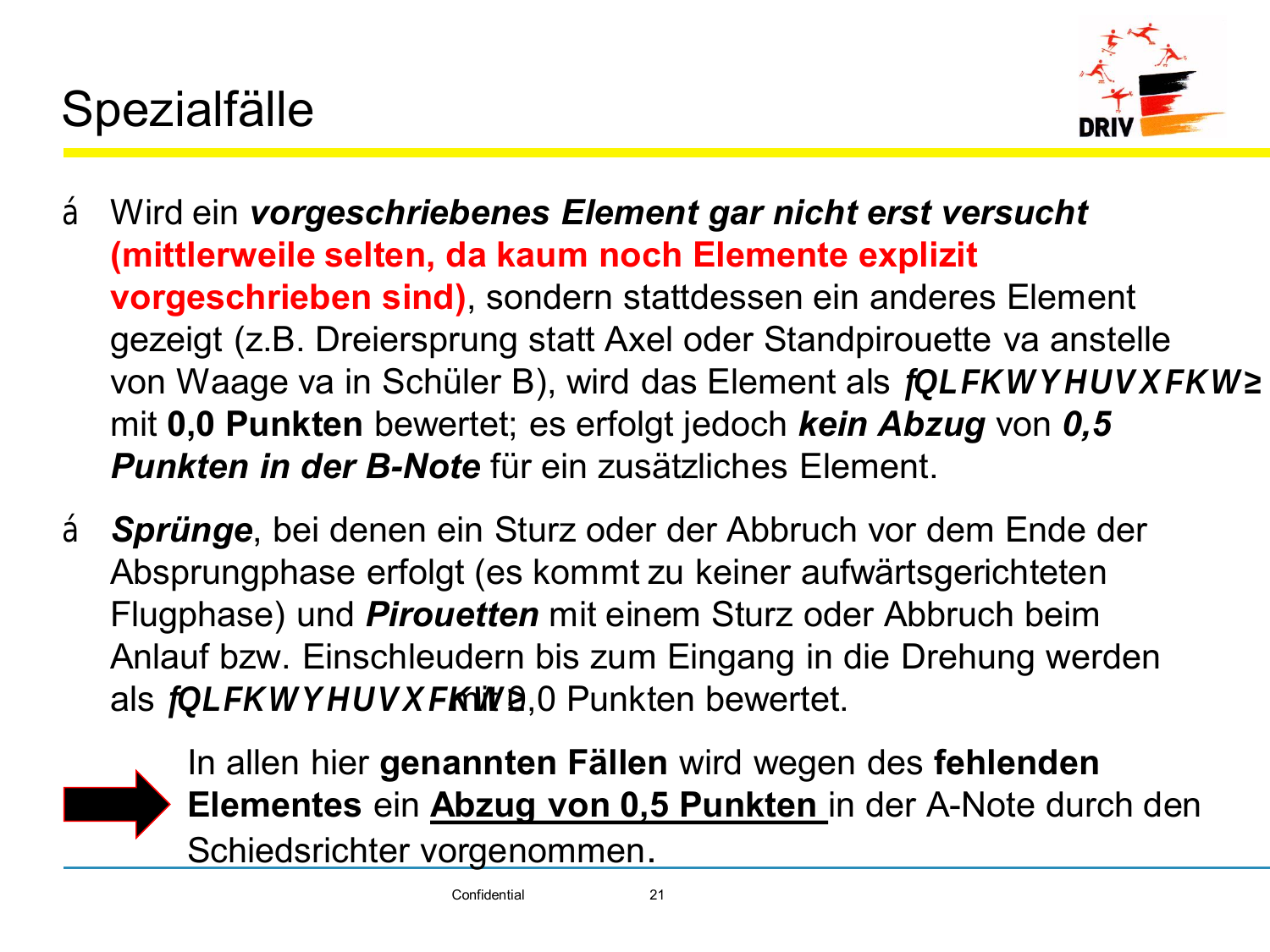# Spezialfälle

- Wird ein ***vorgeschriebenes Element gar nicht erst versucht*** **(mittlerweile selten, da kaum noch Elemente explizit vorgeschrieben sind)**, sondern stattdessen ein anderes Element gezeigt (z.B. Dreiersprung statt Axel oder Standpirouette va anstelle von Waage va in Schüler B), wird das Element als ***fQLFKWYHUVXFKW≥*** mit **0,0 Punkten** bewertet; es erfolgt jedoch ***kein Abzug*** von ***0,5 Punkten in der B-Note*** für ein zusätzliches Element.

- ***Sprünge***, bei denen ein Sturz oder der Abbruch vor dem Ende der Absprungphase erfolgt (es kommt zu keiner aufwärtsgerichteten Flugphase) und ***Pirouetten*** mit einem Sturz oder Abbruch beim Anlauf bzw. Einschleudern bis zum Eingang in die Drehung werden als ***fQLFKWYHUVXFKW≥*** mit 0,0 Punkten bewertet.

In allen hier **genannten Fällen** wird wegen des **fehlenden Elementes** ein **Abzug von 0,5 Punkten** in der A-Note durch den Schiedsrichter vorgenommen.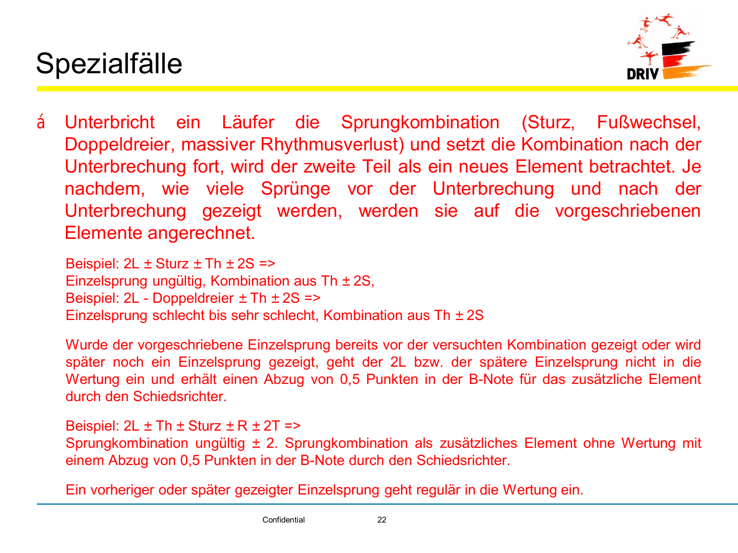# Spezialfälle

- Unterbricht ein Läufer die Sprungkombination (Sturz, Fußwechsel, Doppeldreier, massiver Rhythmusverlust) und setzt die Kombination nach der Unterbrechung fort, wird der zweite Teil als ein neues Element betrachtet. Je nachdem, wie viele Sprünge vor der Unterbrechung und nach der Unterbrechung gezeigt werden, werden sie auf die vorgeschriebenen Elemente angerechnet.

  Beispiel: 2L ± Sturz ± Th ± 2S =>
  Einzelsprung ungültig, Kombination aus Th ± 2S,
  Beispiel: 2L - Doppeldreier ± Th ± 2S =>
  Einzelsprung schlecht bis sehr schlecht, Kombination aus Th ± 2S

  Wurde der vorgeschriebene Einzelsprung bereits vor der versuchten Kombination gezeigt oder wird später noch ein Einzelsprung gezeigt, geht der 2L bzw. der spätere Einzelsprung nicht in die Wertung ein und erhält einen Abzug von 0,5 Punkten in der B-Note für das zusätzliche Element durch den Schiedsrichter.

  Beispiel: 2L ± Th ± Sturz ± R ± 2T =>
  Sprungkombination ungültig ± 2. Sprungkombination als zusätzliches Element ohne Wertung mit einem Abzug von 0,5 Punkten in der B-Note durch den Schiedsrichter.

  Ein vorheriger oder später gezeigter Einzelsprung geht regulär in die Wertung ein.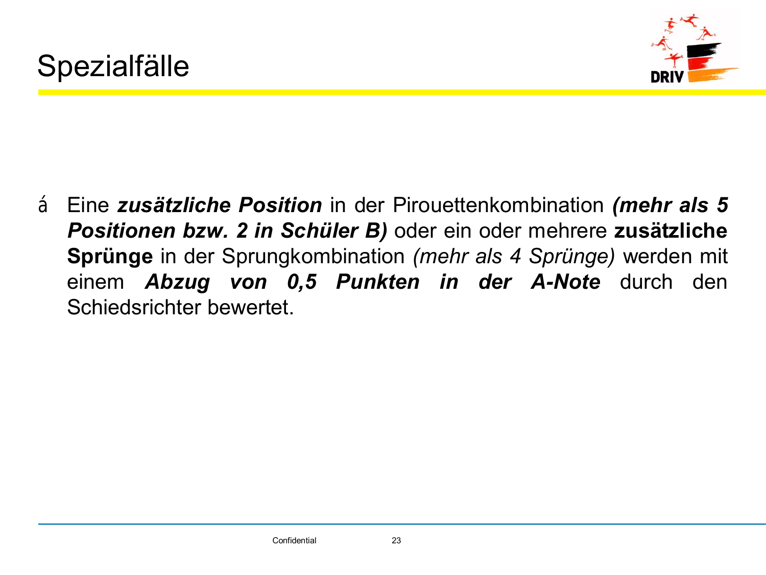# Spezialfälle

- Eine ***zusätzliche Position*** in der Pirouettenkombination ***(mehr als 5 Positionen bzw. 2 in Schüler B)*** oder ein oder mehrere **zusätzliche Sprünge** in der Sprungkombination *(mehr als 4 Sprünge)* werden mit einem ***Abzug von 0,5 Punkten in der A-Note*** durch den Schiedsrichter bewertet.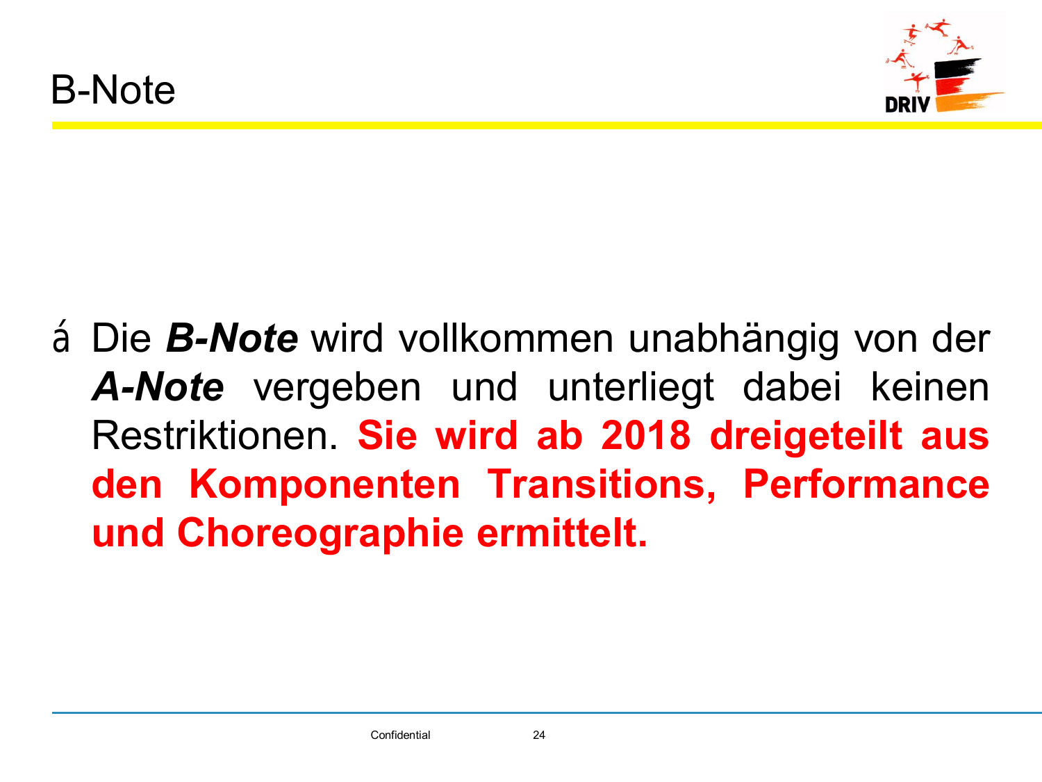# B-Note

- Die ***B-Note*** wird vollkommen unabhängig von der ***A-Note*** vergeben und unterliegt dabei keinen Restriktionen. **Sie wird ab 2018 dreigeteilt aus den Komponenten Transitions, Performance und Choreographie ermittelt.**

Confidential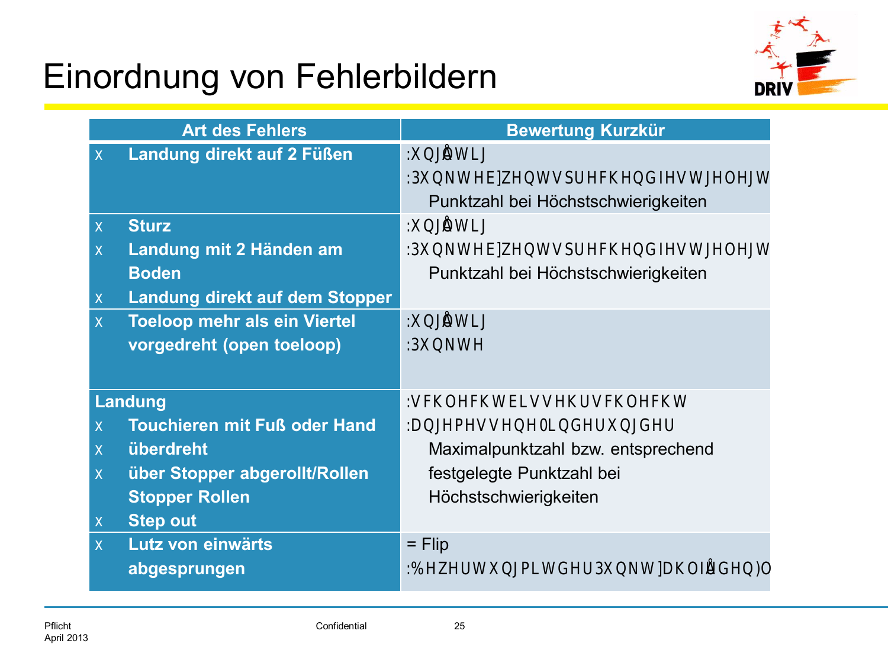# Einordnung von Fehlerbildern

| Art des Fehlers | Bewertung Kurzkür |
|---|---|
| • Landung direkt auf 2 Füßen | – ungültig<br>– Punkte bzw. entsprechend festgelegt Punktzahl bei Höchstschwierigkeiten |
| • Sturz<br>• Landung mit 2 Händen am Boden<br>• Landung direkt auf dem Stopper | – ungültig<br>– Punkte bzw. entsprechend festgelegt Punktzahl bei Höchstschwierigkeiten |
| • Toeloop mehr als ein Viertel vorgedreht (open toeloop) | – ungültig<br>– Punkte |
| **Landung**<br>• Touchieren mit Fuß oder Hand<br>• überdreht<br>• über Stopper abgerollt/Rollen Stopper Rollen<br>• Step out | – schlecht bis sehr schlecht<br>– angemessene Minderung der Maximalpunktzahl bzw. entsprechend festgelegte Punktzahl bei Höchstschwierigkeiten |
| • Lutz von einwärts abgesprungen | = Flip<br>– Bewertung mit der Punktzahl für den Fl |

Pflicht
April 2013

Confidential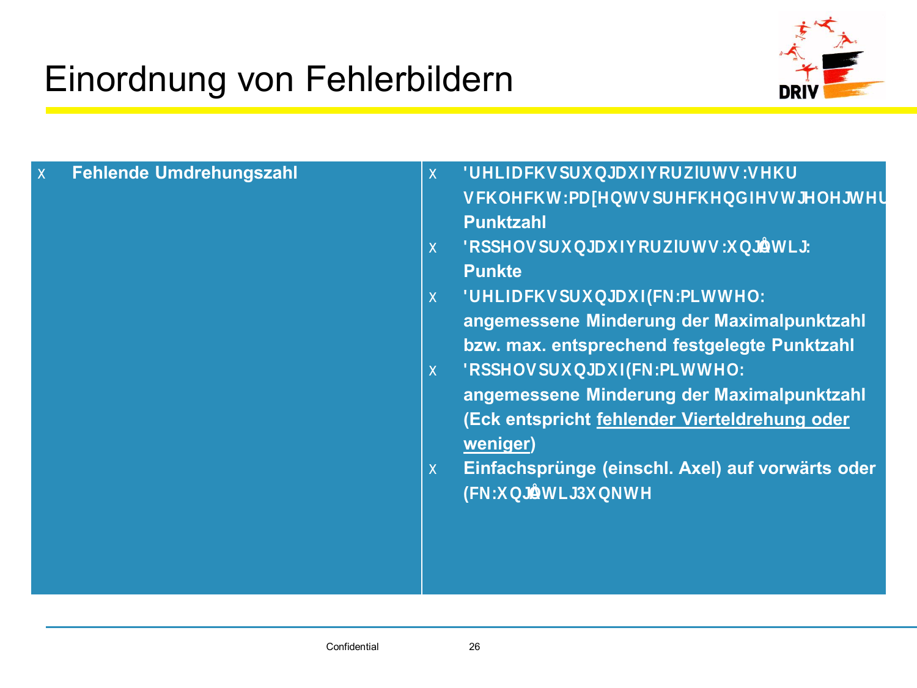# Einordnung von Fehlerbildern

| Fehlende Umdrehungszahl | |
|---|---|
| | - Dreifachsprung auf vorwärts sehr schlecht max entsprechend festgelegter Punktzahl<br>- Doppelsprung auf vorwärts ungültig: Punkte<br>- Dreifachsprung auf Eck mittel: angemessene Minderung der Maximalpunktzahl bzw. max. entsprechend festgelegte Punktzahl<br>- Doppelsprung auf Eck mittel: angemessene Minderung der Maximalpunktzahl (Eck entspricht fehlender Vierteldrehung oder weniger)<br>- Einfachsprünge (einschl. Axel) auf vorwärts oder Eck ungültig Punkte |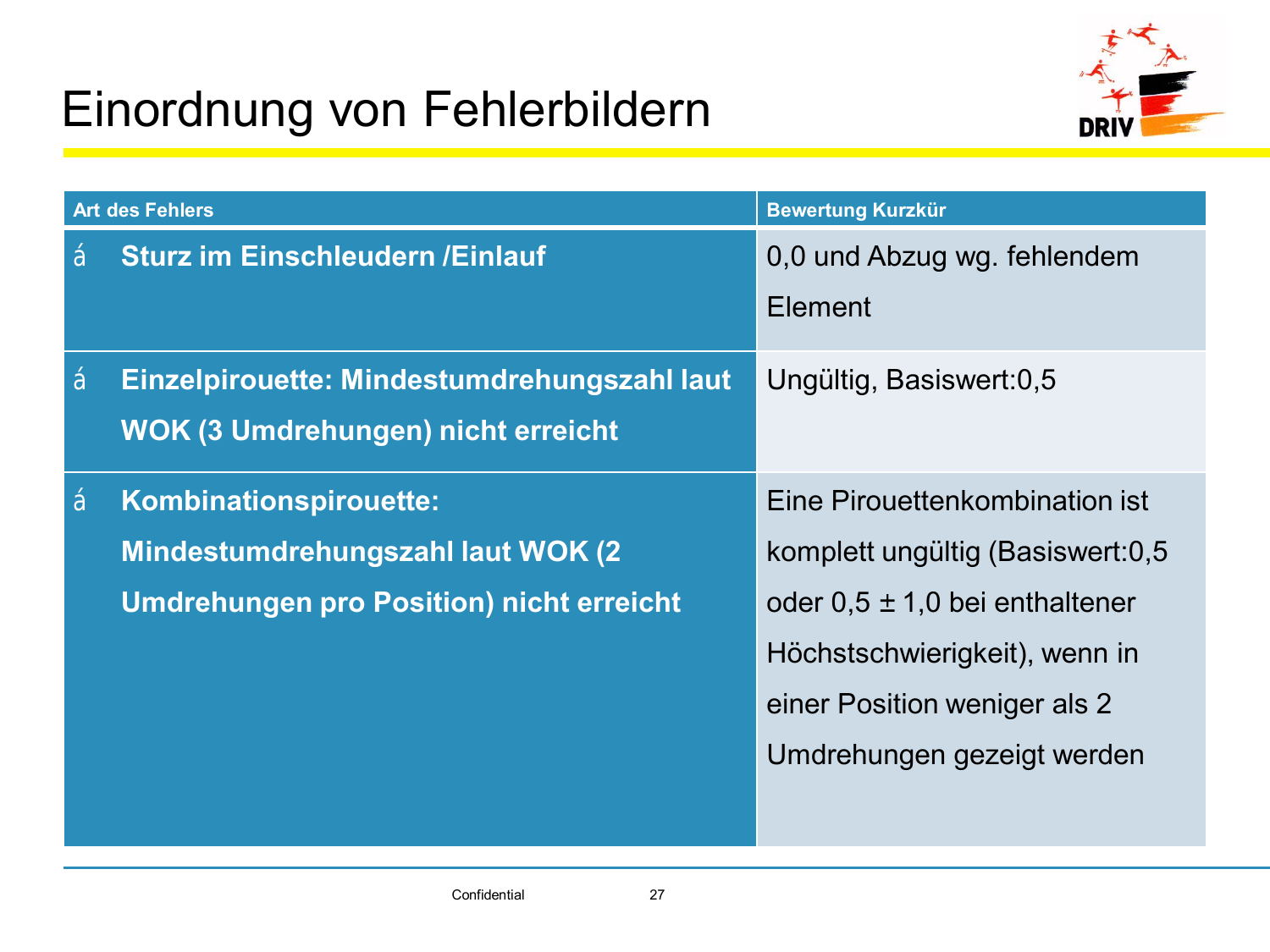# Einordnung von Fehlerbildern

| Art des Fehlers | Bewertung Kurzkür |
|---|---|
| **Sturz im Einschleudern /Einlauf** | 0,0 und Abzug wg. fehlendem Element |
| **Einzelpirouette: Mindestumdrehungszahl laut WOK (3 Umdrehungen) nicht erreicht** | Ungültig, Basiswert:0,5 |
| **Kombinationspirouette: Mindestumdrehungszahl laut WOK (2 Umdrehungen pro Position) nicht erreicht** | Eine Pirouettenkombination ist komplett ungültig (Basiswert:0,5 oder 0,5 ± 1,0 bei enthaltener Höchstschwierigkeit), wenn in einer Position weniger als 2 Umdrehungen gezeigt werden |

Confidential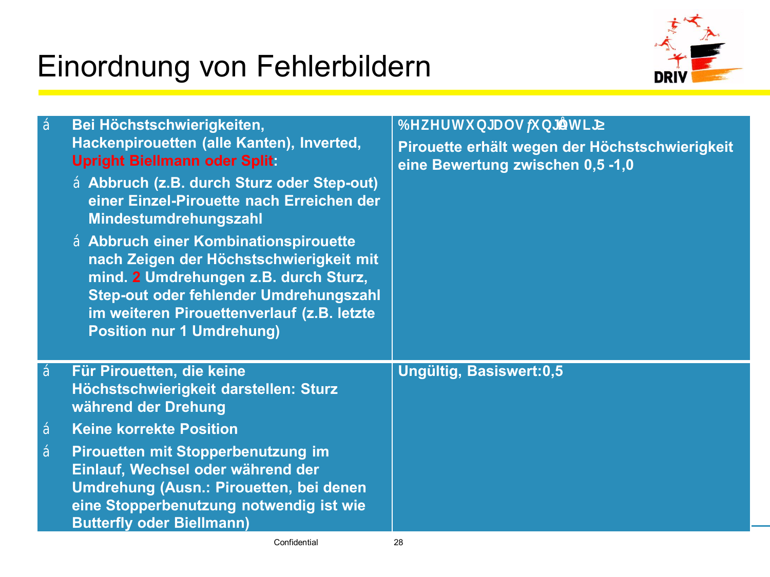# Einordnung von Fehlerbildern

| | |
|---|---|
| **Bei Höchstschwierigkeiten, Hackenpirouetten (alle Kanten), Inverted, Upright Biellmann oder Split:**<br>– **Abbruch (z.B. durch Sturz oder Step-out) einer Einzel-Pirouette nach Erreichen der Mindestumdrehungszahl**<br>– **Abbruch einer Kombinationspirouette nach Zeigen der Höchstschwierigkeit mit mind. 2 Umdrehungen z.B. durch Sturz, Step-out oder fehlender Umdrehungszahl im weiteren Pirouettenverlauf (z.B. letzte Position nur 1 Umdrehung)** | **Bewertung als gültig:**<br>**Pirouette erhält wegen der Höchstschwierigkeit eine Bewertung zwischen 0,5 -1,0** |
| – **Für Pirouetten, die keine Höchstschwierigkeit darstellen: Sturz während der Drehung**<br>– **Keine korrekte Position**<br>– **Pirouetten mit Stopperbenutzung im Einlauf, Wechsel oder während der Umdrehung (Ausn.: Pirouetten, bei denen eine Stopperbenutzung notwendig ist wie Butterfly oder Biellmann)** | **Ungültig, Basiswert:0,5** |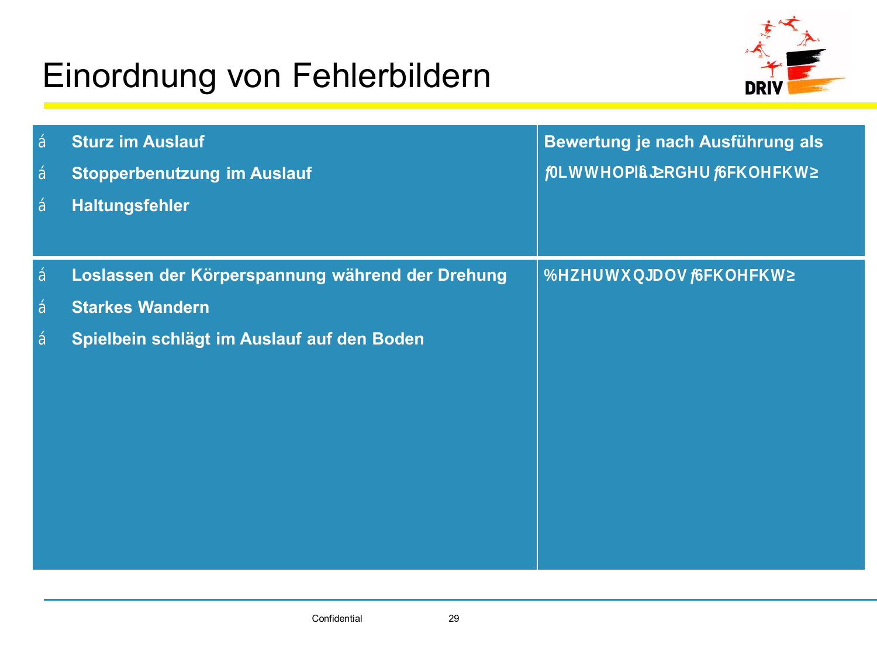# Einordnung von Fehlerbildern

| | |
|---|---|
| - Sturz im Auslauf<br>- Stopperbenutzung im Auslauf<br>- Haltungsfehler | **Bewertung je nach Ausführung als „Mittelmäßig“ oder „Schlecht“** |
| - Loslassen der Körperspannung während der Drehung<br>- Starkes Wandern<br>- Spielbein schlägt im Auslauf auf den Boden | **Bewertung als „Schlecht“** |

Confidential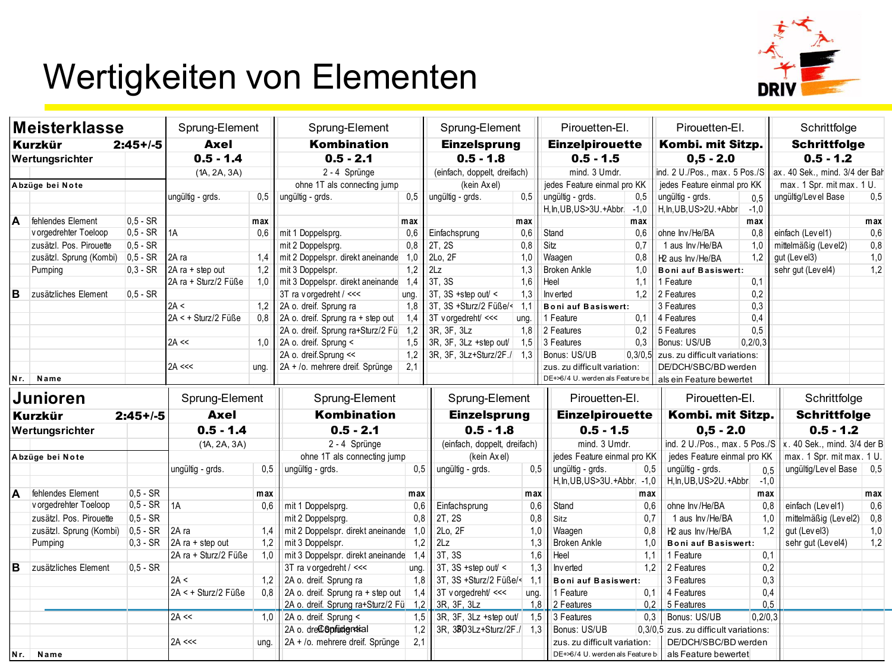# Wertigkeiten von Elementen

| Meisterklasse | | | Sprung-Element | | Sprung-Element | | Sprung-Element | | Pirouetten-El. | | Pirouetten-El. | | Schrittfolge | |
|---|---|---|---|---|---|---|---|---|---|---|---|---|---|---|
| **Kurzkür** | | **2:45+/-5** | **Axel** | | **Kombination** | | **Einzelsprung** | | **Einzelpirouette** | | **Kombi. mit Sitzp.** | | **Schrittfolge** | |
| Wertungsrichter | | | **0.5 - 1.4** | | **0.5 - 2.1** | | **0.5 - 1.8** | | **0.5 - 1.5** | | **0,5 - 2.0** | | **0.5 - 1.2** | |
| | | | (1A, 2A, 3A) | | 2 - 4 Sprünge | | (einfach, doppelt, dreifach) | | mind. 3 Umdr. | | ind. 2 U./Pos., max. 5 Pos./S | | ax. 40 Sek., mind. 3/4 der Bah | |
| **Abzüge bei Note** | | | | | ohne 1T als connecting jump | | (kein Axel) | | jedes Feature einmal pro KK | | jedes Feature einmal pro KK | | max. 1 Spr. mit max. 1 U. | |
| | | | ungültig - grds. | 0,5 | ungültig - grds. | 0,5 | ungültig - grds. | 0,5 | ungültig - grds. | 0,5 | ungültig - grds. | 0,5 | ungültig/Level Base | 0,5 |
| | | | | | | | | | H,In,UB,US>3U.+Abbr. | -1,0 | H,In,UB,US>2U.+Abbr | -1,0 | | |
| **A** | fehlendes Element | 0,5 - SR | | max | | max | | max | | max | | max | | max |
| | vorgedrehter Toeloop | 0,5 - SR | 1A | 0,6 | mit 1 Doppelsprg. | 0,6 | Einfachsprung | 0,6 | Stand | 0,6 | ohne Inv/He/BA | 0,8 | einfach (Level1) | 0,6 |
| | zusätzl. Pos. Pirouette | 0,5 - SR | | | mit 2 Doppelsprg. | 0,8 | 2T, 2S | 0,8 | Sitz | 0,7 | 1 aus Inv/He/BA | 1,0 | mittelmäßig (Level2) | 0,8 |
| | zusätzl. Sprung (Kombi) | 0,5 - SR | 2A ra | 1,4 | mit 2 Doppelspr. direkt aneinande | 1,0 | 2Lo, 2F | 1,0 | Waagen | 0,8 | H2 aus Inv/He/BA | 1,2 | gut (Level3) | 1,0 |
| | Pumping | 0,3 - SR | 2A ra + step out | 1,2 | mit 3 Doppelspr. | 1,2 | 2Lz | 1,3 | Broken Ankle | 1,0 | **Boni auf Basiswert:** | | sehr gut (Level4) | 1,2 |
| | | | 2A ra + Sturz/2 Füße | 1,0 | mit 3 Doppelspr. direkt aneinande | 1,4 | 3T, 3S | 1,6 | Heel | 1,1 | 1 Feature | 0,1 | | |
| **B** | zusätzliches Element | 0,5 - SR | | | 3T ra vorgedreht / <<< | ung. | 3T, 3S +step out/ < | 1,3 | Inverted | 1,2 | 2 Features | 0,2 | | |
| | | | 2A < | 1,2 | 2A o. dreif. Sprung ra | 1,8 | 3T, 3S +Sturz/2 Füße/< | 1,1 | **Boni auf Basiswert:** | | 3 Features | 0,3 | | |
| | | | 2A < + Sturz/2 Füße | 0,8 | 2A o. dreif. Sprung ra + step out | 1,4 | 3T vorgedreht/ <<< | ung. | 1 Feature | 0,1 | 4 Features | 0,4 | | |
| | | | | | 2A o. dreif. Sprung ra+Sturz/2 Fü | 1,2 | 3R, 3F, 3Lz | 1,8 | 2 Features | 0,2 | 5 Features | 0,5 | | |
| | | | 2A << | 1,0 | 2A o. dreif. Sprung < | 1,5 | 3R, 3F, 3Lz +step out/ | 1,5 | 3 Features | 0,3 | Bonus: US/UB | 0,2/0,3 | | |
| | | | | | 2A o. dreif.Sprung << | 1,2 | 3R, 3F, 3Lz+Sturz/2F./ | 1,3 | Bonus: US/UB | 0,3/0,5 | zus. zu difficult variations: | | | |
| | | | 2A <<< | ung. | 2A + /o. mehrere dreif. Sprünge | 2,1 | | | zus. zu difficult variation: | | DE/DCH/SBC/BD werden | | | |
| **Nr.** | **Name** | | | | | | | | DE+>6/4 U. werden als Feature be | | als ein Feature bewertet | | | |

| Junioren | | | Sprung-Element | | Sprung-Element | | Sprung-Element | | Pirouetten-El. | | Pirouetten-El. | | Schrittfolge | |
|---|---|---|---|---|---|---|---|---|---|---|---|---|---|---|
| **Kurzkür** | | **2:45+/-5** | **Axel** | | **Kombination** | | **Einzelsprung** | | **Einzelpirouette** | | **Kombi. mit Sitzp.** | | **Schrittfolge** | |
| Wertungsrichter | | | **0.5 - 1.4** | | **0.5 - 2.1** | | **0.5 - 1.8** | | **0.5 - 1.5** | | **0,5 - 2.0** | | **0.5 - 1.2** | |
| | | | (1A, 2A, 3A) | | 2 - 4 Sprünge | | (einfach, doppelt, dreifach) | | mind. 3 Umdr. | | ind. 2 U./Pos., max. 5 Pos./S | | x. 40 Sek., mind. 3/4 der B | |
| **Abzüge bei Note** | | | | | ohne 1T als connecting jump | | (kein Axel) | | jedes Feature einmal pro KK | | jedes Feature einmal pro KK | | max. 1 Spr. mit max. 1 U. | |
| | | | ungültig - grds. | 0,5 | ungültig - grds. | 0,5 | ungültig - grds. | 0,5 | ungültig - grds. | 0,5 | ungültig - grds. | 0,5 | ungültig/Level Base | 0,5 |
| | | | | | | | | | H,In,UB,US>3U.+Abbr. | -1,0 | H,In,UB,US>2U.+Abbr | -1,0 | | |
| **A** | fehlendes Element | 0,5 - SR | | max | | max | | max | | max | | max | | max |
| | vorgedrehter Toeloop | 0,5 - SR | 1A | 0,6 | mit 1 Doppelsprg. | 0,6 | Einfachsprung | 0,6 | Stand | 0,6 | ohne Inv/He/BA | 0,8 | einfach (Level1) | 0,6 |
| | zusätzl. Pos. Pirouette | 0,5 - SR | | | mit 2 Doppelsprg. | 0,8 | 2T, 2S | 0,8 | Sitz | 0,7 | 1 aus Inv/He/BA | 1,0 | mittelmäßig (Level2) | 0,8 |
| | zusätzl. Sprung (Kombi) | 0,5 - SR | 2A ra | 1,4 | mit 2 Doppelspr. direkt aneinande | 1,0 | 2Lo, 2F | 1,0 | Waagen | 0,8 | H2 aus Inv/He/BA | 1,2 | gut (Level3) | 1,0 |
| | Pumping | 0,3 - SR | 2A ra + step out | 1,2 | mit 3 Doppelspr. | 1,2 | 2Lz | 1,3 | Broken Ankle | 1,0 | **Boni auf Basiswert:** | | sehr gut (Level4) | 1,2 |
| | | | 2A ra + Sturz/2 Füße | 1,0 | mit 3 Doppelspr. direkt aneinande | 1,4 | 3T, 3S | 1,6 | Heel | 1,1 | 1 Feature | 0,1 | | |
| **B** | zusätzliches Element | 0,5 - SR | | | 3T ra vorgedreht / <<< | ung. | 3T, 3S +step out/ < | 1,3 | Inverted | 1,2 | 2 Features | 0,2 | | |
| | | | 2A < | 1,2 | 2A o. dreif. Sprung ra | 1,8 | 3T, 3S +Sturz/2 Füße/< | 1,1 | **Boni auf Basiswert:** | | 3 Features | 0,3 | | |
| | | | 2A < + Sturz/2 Füße | 0,8 | 2A o. dreif. Sprung ra + step out | 1,4 | 3T vorgedreht/ <<< | ung. | 1 Feature | 0,1 | 4 Features | 0,4 | | |
| | | | | | 2A o. dreif. Sprung ra+Sturz/2 Fü | 1,2 | 3R, 3F, 3Lz | 1,8 | 2 Features | 0,2 | 5 Features | 0,5 | | |
| | | | 2A << | 1,0 | 2A o. dreif. Sprung < | 1,5 | 3R, 3F, 3Lz +step out/ | 1,5 | 3 Features | 0,3 | Bonus: US/UB | 0,2/0,3 | | |
| | | | | | 2A o. dreif.Sprung << | 1,2 | 3R, 3F, 3Lz+Sturz/2F./ | 1,3 | Bonus: US/UB | 0,3/0,5 | zus. zu difficult variations: | | | |
| | | | 2A <<< | ung. | 2A + /o. mehrere dreif. Sprünge | 2,1 | | | zus. zu difficult variation: | | DE/DCH/SBC/BD werden | | | |
| **Nr.** | **Name** | | | | | | | | DE+>6/4 U. werden als Feature b | | als Feature bewertet | | | |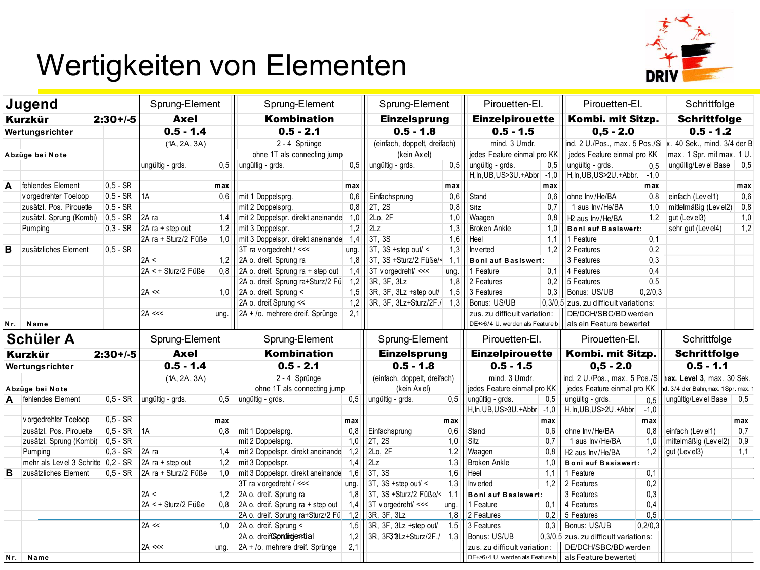# Wertigkeiten von Elementen

## Jugend

| **Jugend** | | | Sprung-Element | | Sprung-Element | | Sprung-Element | | Pirouetten-El. | | Pirouetten-El. | | Schrittfolge | |
|---|---|---|---|---|---|---|---|---|---|---|---|---|---|---|
| **Kurzkür** | | **2:30+/-5** | **Axel** | | **Kombination** | | **Einzelsprung** | | **Einzelpirouette** | | **Kombi. mit Sitzp.** | | **Schrittfolge** | |
| Wertungsrichter | | | **0.5 - 1.4** | | **0.5 - 2.1** | | **0.5 - 1.8** | | **0.5 - 1.5** | | **0,5 - 2.0** | | **0.5 - 1.2** | |
| | | | (1A, 2A, 3A) | | 2 - 4 Sprünge | | (einfach, doppelt, dreifach) | | mind. 3 Umdr. | | ind. 2 U./Pos., max. 5 Pos./S | | x. 40 Sek., mind. 3/4 der B | |
| Abzüge bei Note | | | | | ohne 1T als connecting jump | | (kein Axel) | | jedes Feature einmal pro KK | | jedes Feature einmal pro KK | | max. 1 Spr. mit max. 1 U. | |
| | | | ungültig - grds. | 0,5 | ungültig - grds. | 0,5 | ungültig - grds. | 0,5 | ungültig - grds. | 0,5 | ungültig - grds. | 0,5 | ungültig/Level Base | 0,5 |
| | | | | | | | | | H,In,UB,US>3U.+Abbr. | -1,0 | H,In,UB,US>2U.+Abbr. | -1,0 | | |
| **A** | fehlendes Element | 0,5 - SR | | max | | max | | max | | max | | max | | max |
| | vorgedrehter Toeloop | 0,5 - SR | 1A | 0,6 | mit 1 Doppelsprg. | 0,6 | Einfachsprung | 0,6 | Stand | 0,6 | ohne Inv/He/BA | 0,8 | einfach (Level1) | 0,6 |
| | zusätzl. Pos. Pirouette | 0,5 - SR | | | mit 2 Doppelsprg. | 0,8 | 2T, 2S | 0,8 | Sitz | 0,7 | 1 aus Inv/He/BA | 1,0 | mittelmäßig (Level2) | 0,8 |
| | zusätzl. Sprung (Kombi) | 0,5 - SR | 2A ra | 1,4 | mit 2 Doppelspr. direkt aneinande | 1,0 | 2Lo, 2F | 1,0 | Waagen | 0,8 | H2 aus Inv/He/BA | 1,2 | gut (Level3) | 1,0 |
| | Pumping | 0,3 - SR | 2A ra + step out | 1,2 | mit 3 Doppelspr. | 1,2 | 2Lz | 1,3 | Broken Ankle | 1,0 | **Boni auf Basiswert:** | | sehr gut (Level4) | 1,2 |
| | | | 2A ra + Sturz/2 Füße | 1,0 | mit 3 Doppelspr. direkt aneinande | 1,4 | 3T, 3S | 1,6 | Heel | 1,1 | 1 Feature | 0,1 | | |
| **B** | zusätzliches Element | 0,5 - SR | | | 3T ra vorgedreht / <<< | ung. | 3T, 3S +step out/ < | 1,3 | Inverted | 1,2 | 2 Features | 0,2 | | |
| | | | 2A < | 1,2 | 2A o. dreif. Sprung ra | 1,8 | 3T, 3S +Sturz/2 Füße/< | 1,1 | **Boni auf Basiswert:** | | 3 Features | 0,3 | | |
| | | | 2A < + Sturz/2 Füße | 0,8 | 2A o. dreif. Sprung ra + step out | 1,4 | 3T vorgedreht/ <<< | ung. | 1 Feature | 0,1 | 4 Features | 0,4 | | |
| | | | | | 2A o. dreif. Sprung ra+Sturz/2 Fü | 1,2 | 3R, 3F, 3Lz | 1,8 | 2 Features | 0,2 | 5 Features | 0,5 | | |
| | | | 2A << | 1,0 | 2A o. dreif. Sprung < | 1,5 | 3R, 3F, 3Lz +step out/ | 1,5 | 3 Features | 0,3 | Bonus: US/UB | 0,2/0,3 | | |
| | | | | | 2A o. dreif.Sprung << | 1,2 | 3R, 3F, 3Lz+Sturz/2F./ | 1,3 | Bonus: US/UB | 0,3/0,5 | zus. zu difficult variations: | | | |
| | | | 2A <<< | ung. | 2A + /o. mehrere dreif. Sprünge | 2,1 | | | zus. zu difficult variation: | | DE/DCH/SBC/BD werden | | | |
| Nr. | Name | | | | | | | | DE+>6/4 U. werden als Feature b | | als ein Feature bewertet | | | |

## Schüler A

| **Schüler A** | | | Sprung-Element | | Sprung-Element | | Sprung-Element | | Pirouetten-El. | | Pirouetten-El. | | Schrittfolge | |
|---|---|---|---|---|---|---|---|---|---|---|---|---|---|---|
| **Kurzkür** | | **2:30+/-5** | **Axel** | | **Kombination** | | **Einzelsprung** | | **Einzelpirouette** | | **Kombi. mit Sitzp.** | | **Schrittfolge** | |
| Wertungsrichter | | | **0.5 - 1.4** | | **0.5 - 2.1** | | **0.5 - 1.8** | | **0.5 - 1.5** | | **0,5 - 2.0** | | **0.5 - 1.1** | |
| | | | (1A, 2A, 3A) | | 2 - 4 Sprünge | | (einfach, doppelt, dreifach) | | mind. 3 Umdr. | | ind. 2 U./Pos., max. 5 Pos./S | | ıax. Level 3, max. 30 Sek. | |
| Abzüge bei Note | | | | | ohne 1T als connecting jump | | (kein Axel) | | jedes Feature einmal pro KK | | jedes Feature einmal pro KK | | nd. 3/4 der Bahn,max. 1 Spr. max. | |
| **A** | fehlendes Element | 0,5 - SR | ungültig - grds. | 0,5 | ungültig - grds. | 0,5 | ungültig - grds. | 0,5 | ungültig - grds. | 0,5 | ungültig - grds. | 0,5 | ungültig/Level Base | 0,5 |
| | | | | | | | | | H,In,UB,US>3U.+Abbr. | -1,0 | H,In,UB,US>2U.+Abbr. | -1,0 | | |
| | vorgedrehter Toeloop | 0,5 - SR | | max | | max | | max | | max | | max | | max |
| | zusätzl. Pos. Pirouette | 0,5 - SR | 1A | 0,8 | mit 1 Doppelsprg. | 0,8 | Einfachsprung | 0,6 | Stand | 0,6 | ohne Inv/He/BA | 0,8 | einfach (Level1) | 0,7 |
| | zusätzl. Sprung (Kombi) | 0,5 - SR | | | mit 2 Doppelsprg. | 1,0 | 2T, 2S | 1,0 | Sitz | 0,7 | 1 aus Inv/He/BA | 1,0 | mittelmäßig (Level2) | 0,9 |
| | Pumping | 0,3 - SR | 2A ra | 1,4 | mit 2 Doppelspr. direkt aneinande | 1,2 | 2Lo, 2F | 1,2 | Waagen | 0,8 | H2 aus Inv/He/BA | 1,2 | gut (Level3) | 1,1 |
| | mehr als Level 3 Schritte | 0,2 - SR | 2A ra + step out | 1,2 | mit 3 Doppelspr. | 1,4 | 2Lz | 1,3 | Broken Ankle | 1,0 | **Boni auf Basiswert:** | | | |
| **B** | zusätzliches Element | 0,5 - SR | 2A ra + Sturz/2 Füße | 1,0 | mit 3 Doppelspr. direkt aneinande | 1,6 | 3T, 3S | 1,6 | Heel | 1,1 | 1 Feature | 0,1 | | |
| | | | | | 3T ra vorgedreht / <<< | ung. | 3T, 3S +step out/ < | 1,3 | Inverted | 1,2 | 2 Features | 0,2 | | |
| | | | 2A < | 1,2 | 2A o. dreif. Sprung ra | 1,8 | 3T, 3S +Sturz/2 Füße/< | 1,1 | **Boni auf Basiswert:** | | 3 Features | 0,3 | | |
| | | | 2A < + Sturz/2 Füße | 0,8 | 2A o. dreif. Sprung ra + step out | 1,4 | 3T vorgedreht/ <<< | ung. | 1 Feature | 0,1 | 4 Features | 0,4 | | |
| | | | | | 2A o. dreif. Sprung ra+Sturz/2 Fü | 1,2 | 3R, 3F, 3Lz | 1,8 | 2 Features | 0,2 | 5 Features | 0,5 | | |
| | | | 2A << | 1,0 | 2A o. dreif. Sprung < | 1,5 | 3R, 3F, 3Lz +step out/ | 1,5 | 3 Features | 0,3 | Bonus: US/UB | 0,2/0,3 | | |
| | | | | | 2A o. dreif.Sprung << | 1,2 | 3R, 3F, 3Lz+Sturz/2F./ | 1,3 | Bonus: US/UB | 0,3/0,5 | zus. zu difficult variations: | | | |
| | | | 2A <<< | ung. | 2A + /o. mehrere dreif. Sprünge | 2,1 | | | zus. zu difficult variation: | | DE/DCH/SBC/BD werden | | | |
| Nr. | Name | | | | | | | | DE+>6/4 U. werden als Feature b | | als Feature bewertet | | | |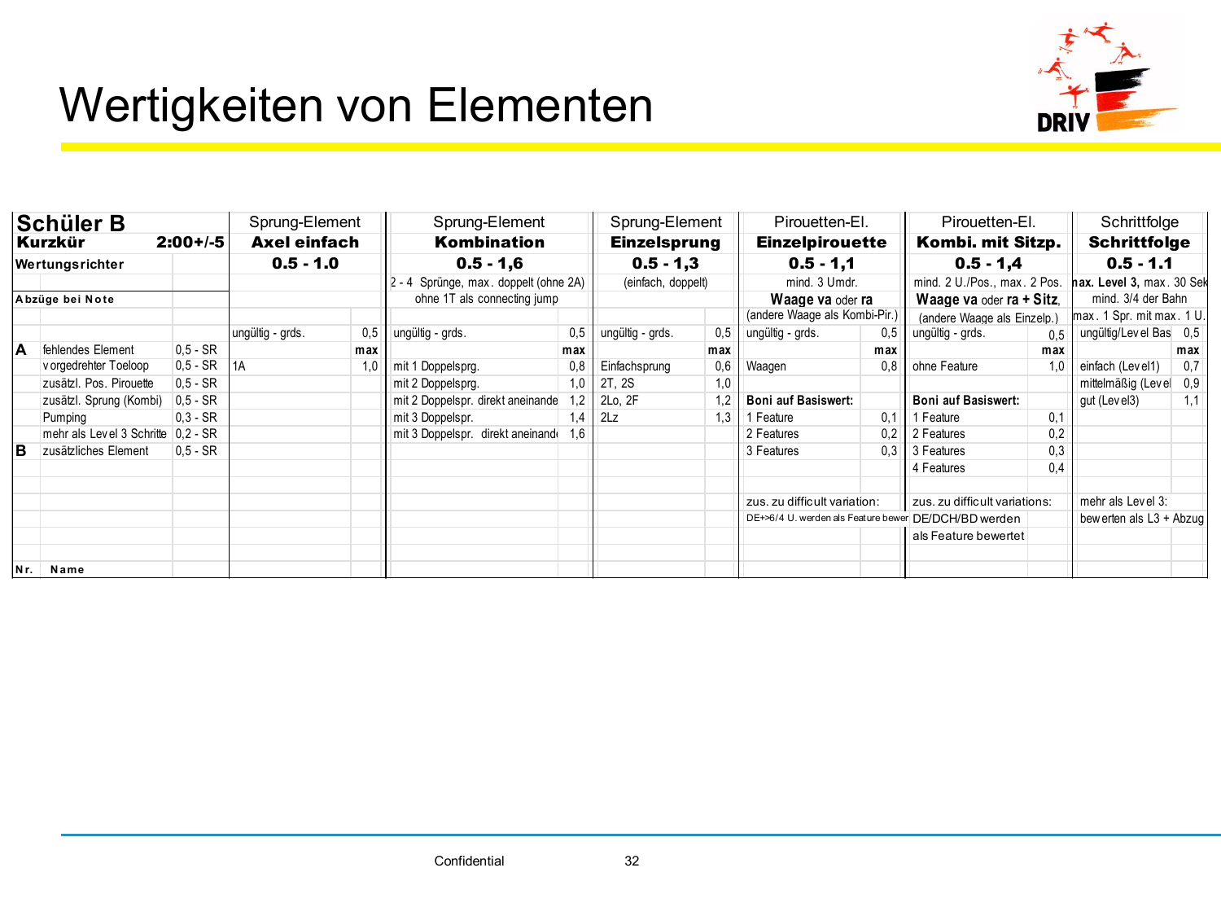# Wertigkeiten von Elementen

| Schüler B | | | Sprung-Element | | Sprung-Element | | Sprung-Element | | Pirouetten-El. | | Pirouetten-El. | | Schrittfolge | |
|---|---|---|---|---|---|---|---|---|---|---|---|---|---|---|
| Kurzkür | | 2:00+/-5 | Axel einfach | | Kombination | | Einzelsprung | | Einzelpirouette | | Kombi. mit Sitzp. | | Schrittfolge | |
| Wertungsrichter | | | 0.5 - 1.0 | | 0.5 - 1,6 | | 0.5 - 1,3 | | 0.5 - 1,1 | | 0.5 - 1,4 | | 0.5 - 1.1 | |
| | | | | | 2 - 4 Sprünge, max. doppelt (ohne 2A) | | (einfach, doppelt) | | mind. 3 Umdr. | | mind. 2 U./Pos., max. 2 Pos. | | max. Level 3, max. 30 Sek | |
| Abzüge bei Note | | | | | ohne 1T als connecting jump | | | | Waage va oder ra | | Waage va oder ra + Sitz. | | mind. 3/4 der Bahn | |
| | | | | | | | | | (andere Waage als Kombi-Pir.) | | (andere Waage als Einzelp.) | | max. 1 Spr. mit max. 1 U. | |
| | | | ungültig - grds. | 0,5 | ungültig - grds. | 0,5 | ungültig - grds. | 0,5 | ungültig - grds. | 0,5 | ungültig - grds. | 0,5 | ungültig/Level Bas | 0,5 |
| A | fehlendes Element | 0,5 - SR | | max | | max | | max | | max | | max | | max |
| | vorgedrehter Toeloop | 0,5 - SR | 1A | 1,0 | mit 1 Doppelsprg. | 0,8 | Einfachsprung | 0,6 | Waagen | 0,8 | ohne Feature | 1,0 | einfach (Level1) | 0,7 |
| | zusätzl. Pos. Pirouette | 0,5 - SR | | | mit 2 Doppelsprg. | 1,0 | 2T, 2S | 1,0 | | | | | mittelmäßig (Level | 0,9 |
| | zusätzl. Sprung (Kombi) | 0,5 - SR | | | mit 2 Doppelspr. direkt aneinande | 1,2 | 2Lo, 2F | 1,2 | Boni auf Basiswert: | | Boni auf Basiswert: | | gut (Level3) | 1,1 |
| | Pumping | 0,3 - SR | | | mit 3 Doppelspr. | 1,4 | 2Lz | 1,3 | 1 Feature | 0,1 | 1 Feature | 0,1 | | |
| | mehr als Level 3 Schritte | 0,2 - SR | | | mit 3 Doppelspr. direkt aneinand | 1,6 | | | 2 Features | 0,2 | 2 Features | 0,2 | | |
| B | zusätzliches Element | 0,5 - SR | | | | | | | 3 Features | 0,3 | 3 Features | 0,3 | | |
| | | | | | | | | | | | 4 Features | 0,4 | | |
| | | | | | | | | | | | | | | |
| | | | | | | | | | zus. zu difficult variation: | | zus. zu difficult variations: | | mehr als Level 3: | |
| | | | | | | | | | DE+>6/4 U. werden als Feature bewer | | DE/DCH/BD werden | | bewerten als L3 + Abzug | |
| | | | | | | | | | | | als Feature bewertet | | | |
| | | | | | | | | | | | | | | |
| Nr. | Name | | | | | | | | | | | | | |

Confidential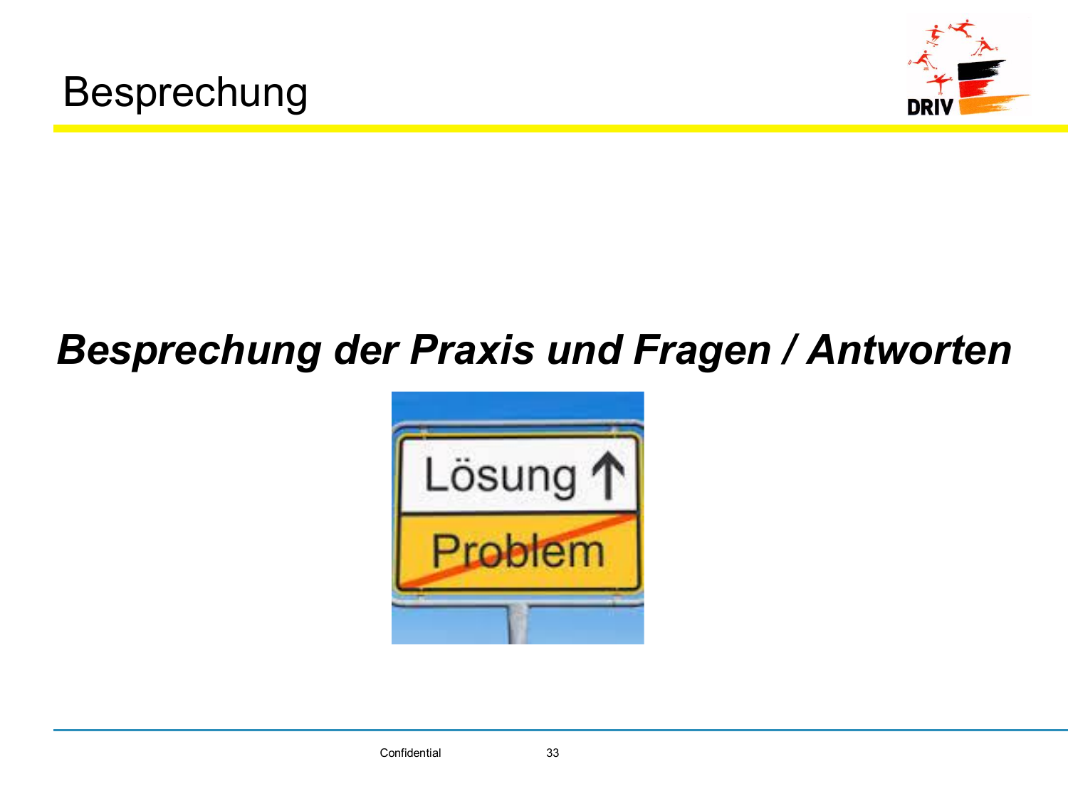# Besprechung

***Besprechung der Praxis und Fragen / Antworten***